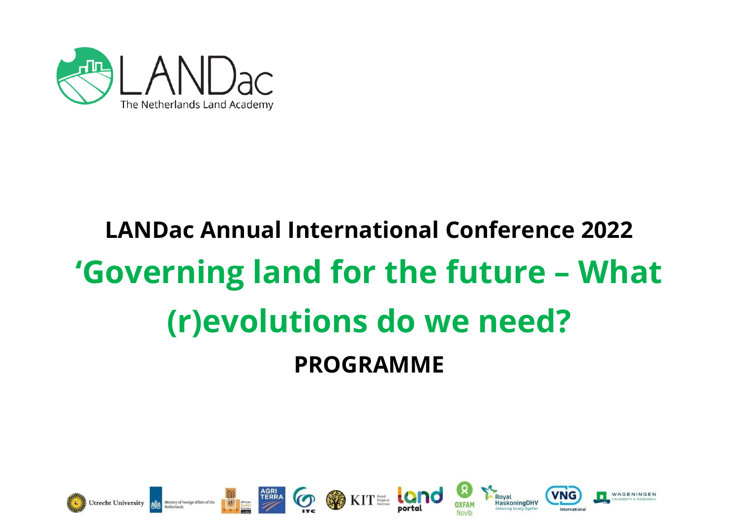LANDac
The Netherlands Land Academy

# LANDac Annual International Conference 2022

# ‘Governing land for the future – What (r)evolutions do we need?

## PROGRAMME

Utrecht University · Ministry of Foreign Affairs of the Netherlands · African Studies Centre Leiden · Agri Terra · ITC · KIT Royal Tropical Institute · land portal · Oxfam Novib · Royal HaskoningDHV Enhancing Society Together · VNG International · Wageningen University & Research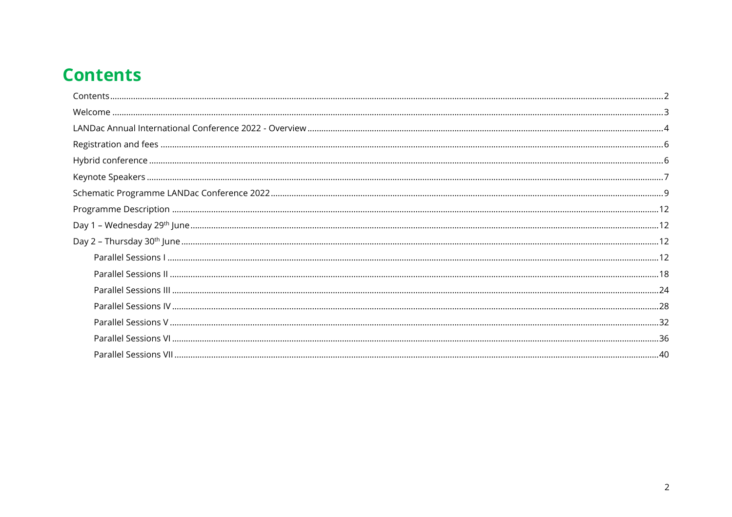# Contents

Contents ..... 2

Welcome ..... 3

LANDac Annual International Conference 2022 - Overview ..... 4

Registration and fees ..... 6

Hybrid conference ..... 6

Keynote Speakers ..... 7

Schematic Programme LANDac Conference 2022 ..... 9

Programme Description ..... 12

Day 1 – Wednesday 29th June ..... 12

Day 2 – Thursday 30th June ..... 12

- Parallel Sessions I ..... 12
- Parallel Sessions II ..... 18
- Parallel Sessions III ..... 24
- Parallel Sessions IV ..... 28
- Parallel Sessions V ..... 32
- Parallel Sessions VI ..... 36
- Parallel Sessions VII ..... 40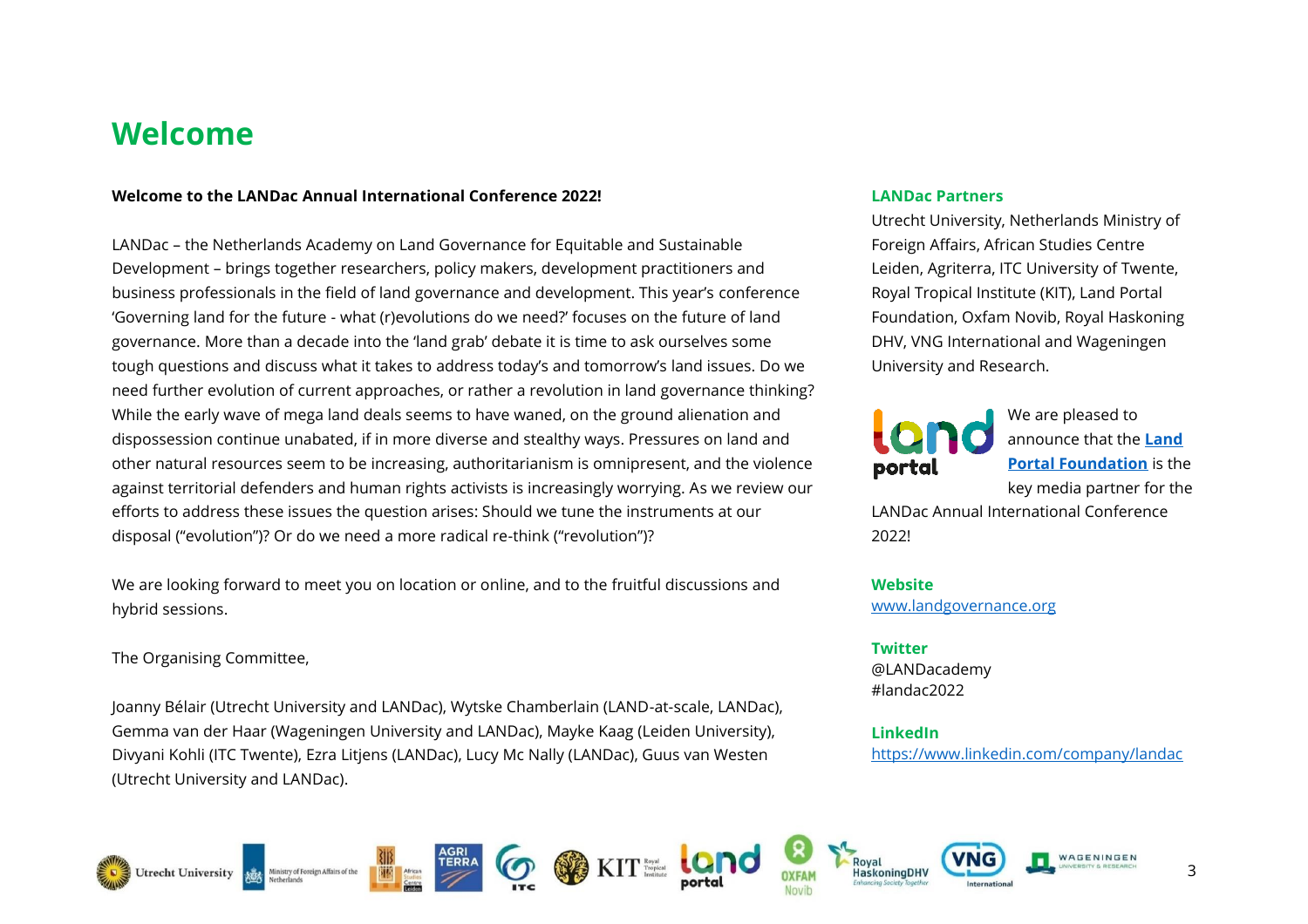# Welcome

**Welcome to the LANDac Annual International Conference 2022!**

LANDac – the Netherlands Academy on Land Governance for Equitable and Sustainable Development – brings together researchers, policy makers, development practitioners and business professionals in the field of land governance and development. This year's conference 'Governing land for the future - what (r)evolutions do we need?' focuses on the future of land governance. More than a decade into the 'land grab' debate it is time to ask ourselves some tough questions and discuss what it takes to address today's and tomorrow's land issues. Do we need further evolution of current approaches, or rather a revolution in land governance thinking? While the early wave of mega land deals seems to have waned, on the ground alienation and dispossession continue unabated, if in more diverse and stealthy ways. Pressures on land and other natural resources seem to be increasing, authoritarianism is omnipresent, and the violence against territorial defenders and human rights activists is increasingly worrying. As we review our efforts to address these issues the question arises: Should we tune the instruments at our disposal ("evolution")? Or do we need a more radical re-think ("revolution")?

We are looking forward to meet you on location or online, and to the fruitful discussions and hybrid sessions.

The Organising Committee,

Joanny Bélair (Utrecht University and LANDac), Wytske Chamberlain (LAND-at-scale, LANDac), Gemma van der Haar (Wageningen University and LANDac), Mayke Kaag (Leiden University), Divyani Kohli (ITC Twente), Ezra Litjens (LANDac), Lucy Mc Nally (LANDac), Guus van Westen (Utrecht University and LANDac).

**LANDac Partners**

Utrecht University, Netherlands Ministry of Foreign Affairs, African Studies Centre Leiden, Agriterra, ITC University of Twente, Royal Tropical Institute (KIT), Land Portal Foundation, Oxfam Novib, Royal Haskoning DHV, VNG International and Wageningen University and Research.

We are pleased to announce that the **Land Portal Foundation** is the key media partner for the LANDac Annual International Conference 2022!

**Website**

www.landgovernance.org

**Twitter**

@LANDacademy
#landac2022

**LinkedIn**

https://www.linkedin.com/company/landac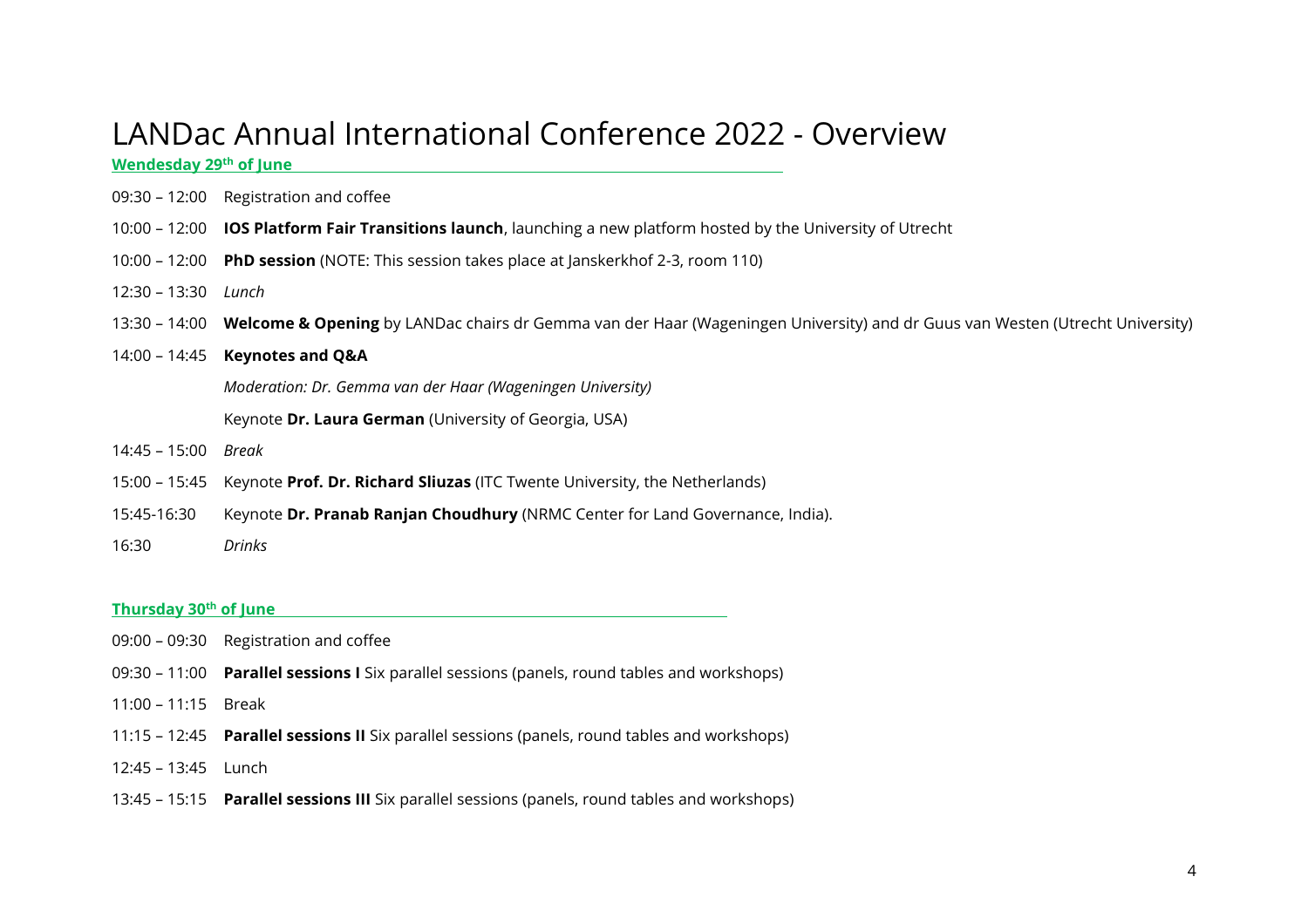# LANDac Annual International Conference 2022 - Overview

**Wendesday 29th of June**

09:30 – 12:00 Registration and coffee

10:00 – 12:00 **IOS Platform Fair Transitions launch**, launching a new platform hosted by the University of Utrecht

10:00 – 12:00 **PhD session** (NOTE: This session takes place at Janskerkhof 2-3, room 110)

12:30 – 13:30 *Lunch*

13:30 – 14:00 **Welcome & Opening** by LANDac chairs dr Gemma van der Haar (Wageningen University) and dr Guus van Westen (Utrecht University)

14:00 – 14:45 **Keynotes and Q&A**

*Moderation: Dr. Gemma van der Haar (Wageningen University)*

Keynote **Dr. Laura German** (University of Georgia, USA)

14:45 – 15:00 *Break*

15:00 – 15:45 Keynote **Prof. Dr. Richard Sliuzas** (ITC Twente University, the Netherlands)

15:45-16:30 Keynote **Dr. Pranab Ranjan Choudhury** (NRMC Center for Land Governance, India).

16:30 *Drinks*

**Thursday 30th of June**

09:00 – 09:30 Registration and coffee

09:30 – 11:00 **Parallel sessions I** Six parallel sessions (panels, round tables and workshops)

11:00 – 11:15 Break

11:15 – 12:45 **Parallel sessions II** Six parallel sessions (panels, round tables and workshops)

12:45 – 13:45 Lunch

13:45 – 15:15 **Parallel sessions III** Six parallel sessions (panels, round tables and workshops)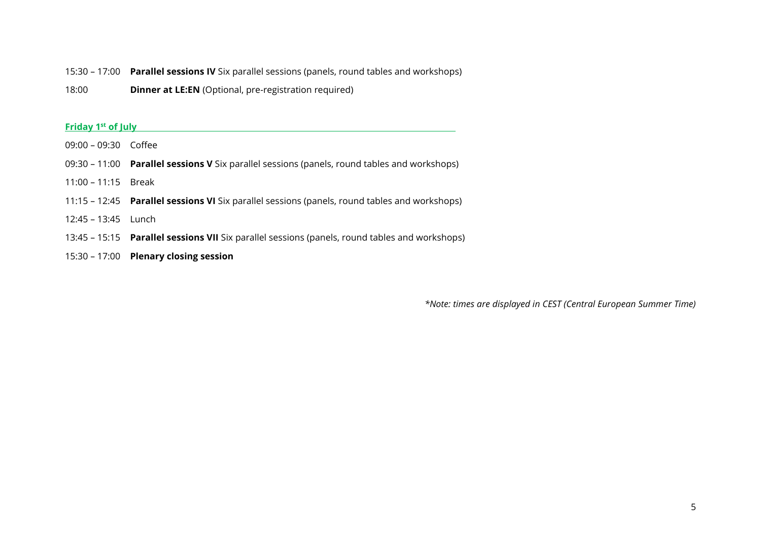15:30 – 17:00 **Parallel sessions IV** Six parallel sessions (panels, round tables and workshops)

18:00 **Dinner at LE:EN** (Optional, pre-registration required)

## Friday 1st of July

09:00 – 09:30 Coffee

09:30 – 11:00 **Parallel sessions V** Six parallel sessions (panels, round tables and workshops)

11:00 – 11:15 Break

11:15 – 12:45 **Parallel sessions VI** Six parallel sessions (panels, round tables and workshops)

12:45 – 13:45 Lunch

13:45 – 15:15 **Parallel sessions VII** Six parallel sessions (panels, round tables and workshops)

15:30 – 17:00 **Plenary closing session**

*\*Note: times are displayed in CEST (Central European Summer Time)*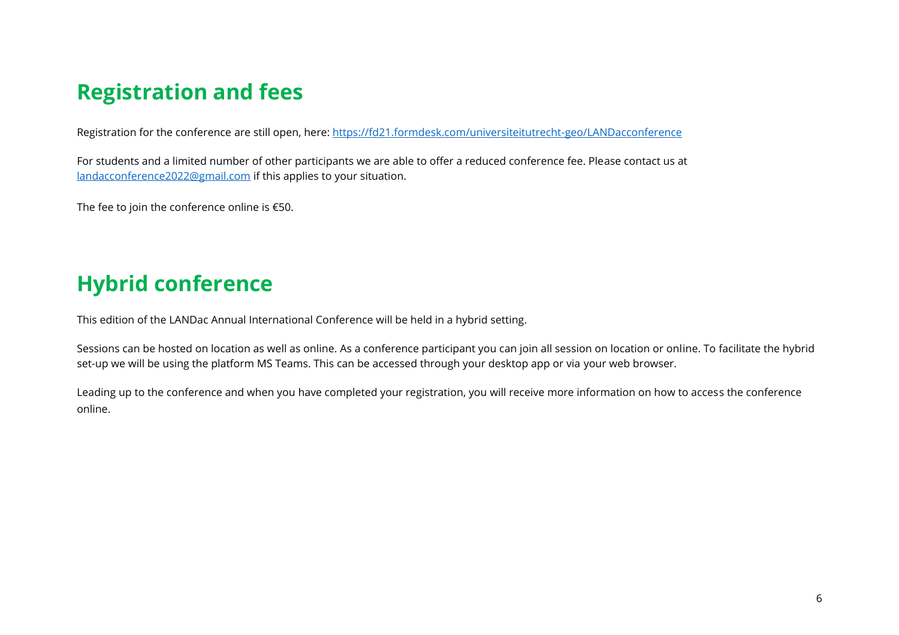# Registration and fees

Registration for the conference are still open, here: [https://fd21.formdesk.com/universiteitutrecht-geo/LANDacconference](https://fd21.formdesk.com/universiteitutrecht-geo/LANDacconference)

For students and a limited number of other participants we are able to offer a reduced conference fee. Please contact us at [landacconference2022@gmail.com](mailto:landacconference2022@gmail.com) if this applies to your situation.

The fee to join the conference online is €50.

# Hybrid conference

This edition of the LANDac Annual International Conference will be held in a hybrid setting.

Sessions can be hosted on location as well as online. As a conference participant you can join all session on location or online. To facilitate the hybrid set-up we will be using the platform MS Teams. This can be accessed through your desktop app or via your web browser.

Leading up to the conference and when you have completed your registration, you will receive more information on how to access the conference online.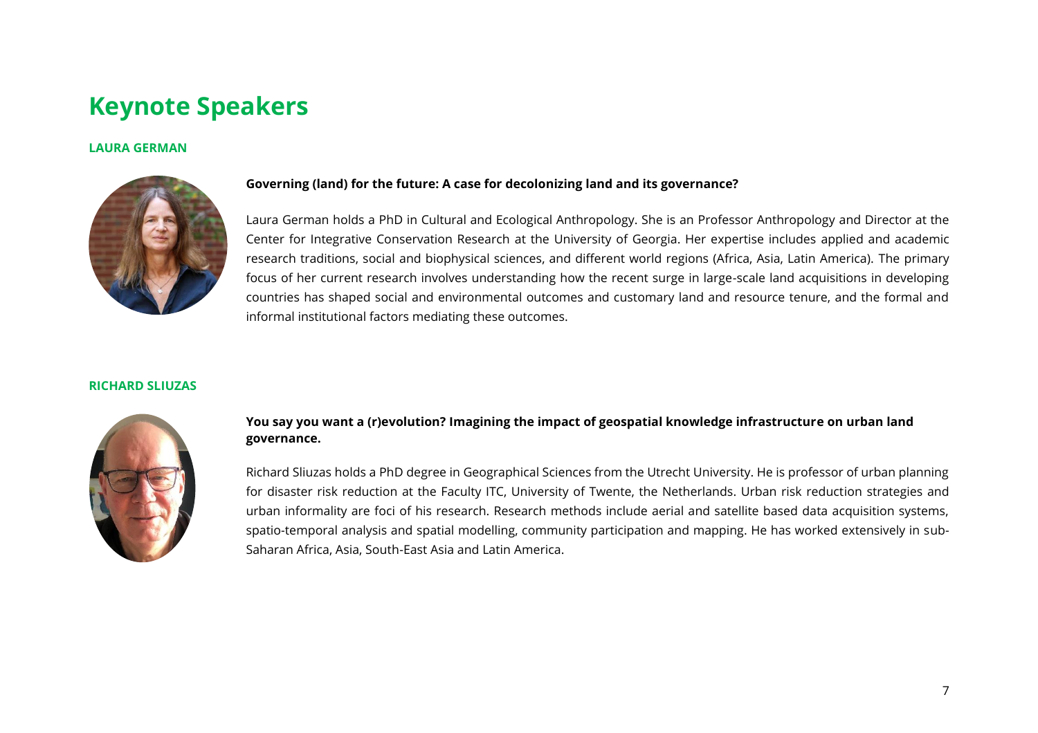# Keynote Speakers

### LAURA GERMAN

**Governing (land) for the future: A case for decolonizing land and its governance?**

Laura German holds a PhD in Cultural and Ecological Anthropology. She is an Professor Anthropology and Director at the Center for Integrative Conservation Research at the University of Georgia. Her expertise includes applied and academic research traditions, social and biophysical sciences, and different world regions (Africa, Asia, Latin America). The primary focus of her current research involves understanding how the recent surge in large-scale land acquisitions in developing countries has shaped social and environmental outcomes and customary land and resource tenure, and the formal and informal institutional factors mediating these outcomes.

### RICHARD SLIUZAS

**You say you want a (r)evolution? Imagining the impact of geospatial knowledge infrastructure on urban land governance.**

Richard Sliuzas holds a PhD degree in Geographical Sciences from the Utrecht University. He is professor of urban planning for disaster risk reduction at the Faculty ITC, University of Twente, the Netherlands. Urban risk reduction strategies and urban informality are foci of his research. Research methods include aerial and satellite based data acquisition systems, spatio-temporal analysis and spatial modelling, community participation and mapping. He has worked extensively in sub-Saharan Africa, Asia, South-East Asia and Latin America.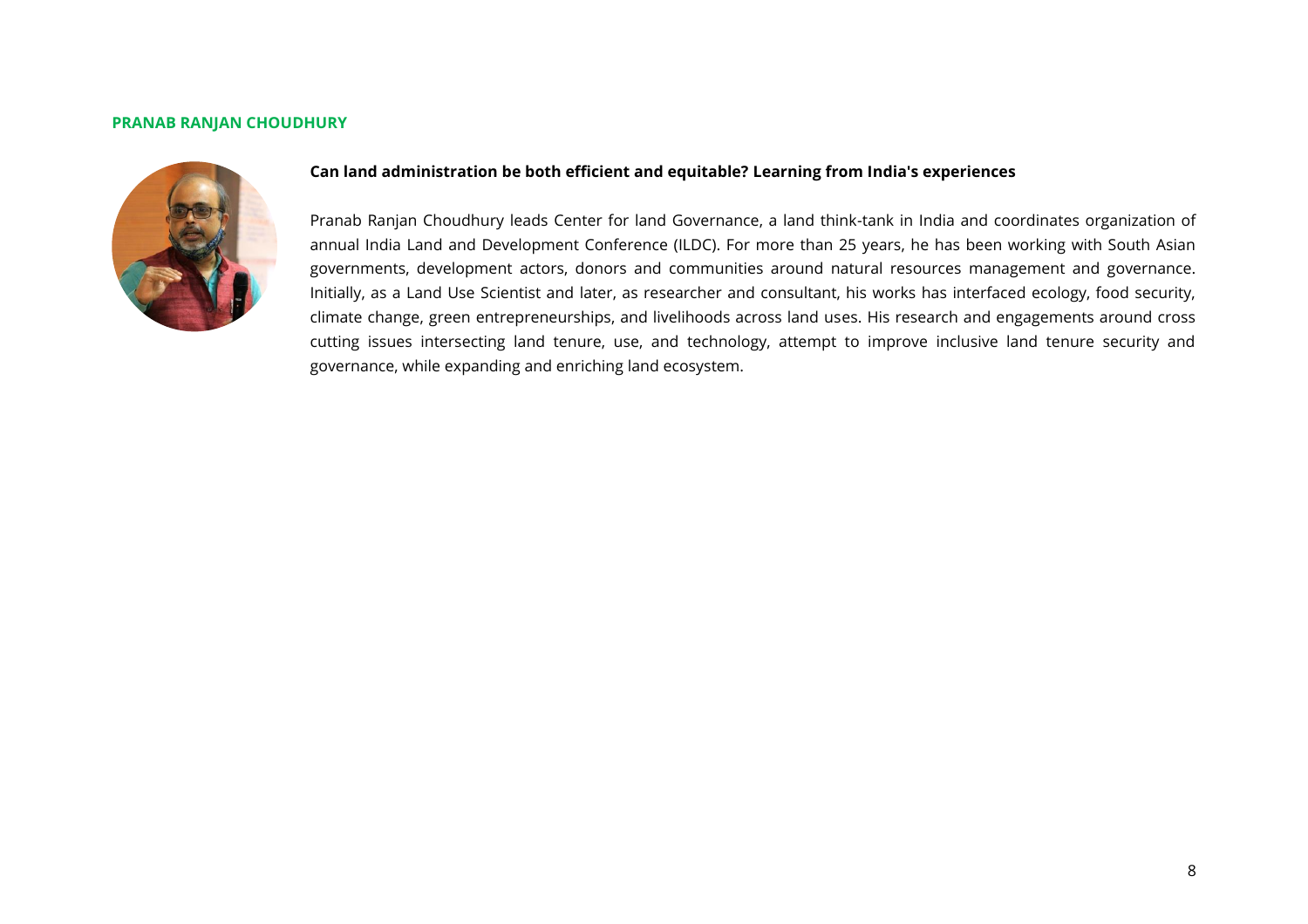## PRANAB RANJAN CHOUDHURY

### Can land administration be both efficient and equitable? Learning from India's experiences

Pranab Ranjan Choudhury leads Center for land Governance, a land think-tank in India and coordinates organization of annual India Land and Development Conference (ILDC). For more than 25 years, he has been working with South Asian governments, development actors, donors and communities around natural resources management and governance. Initially, as a Land Use Scientist and later, as researcher and consultant, his works has interfaced ecology, food security, climate change, green entrepreneurships, and livelihoods across land uses. His research and engagements around cross cutting issues intersecting land tenure, use, and technology, attempt to improve inclusive land tenure security and governance, while expanding and enriching land ecosystem.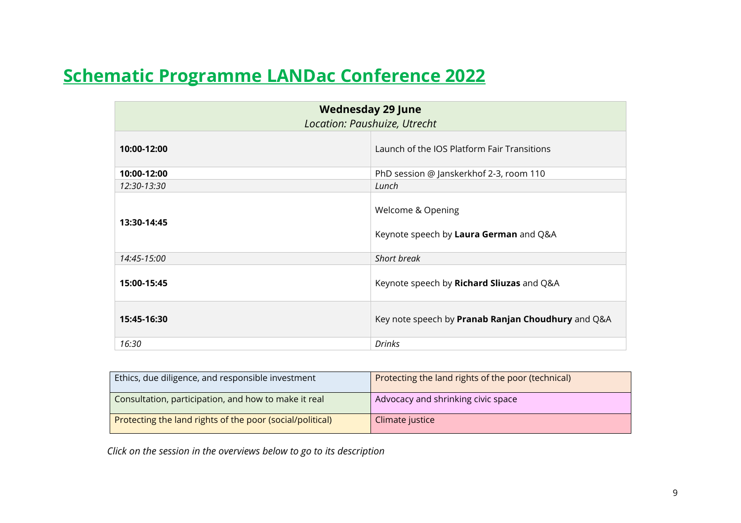# Schematic Programme LANDac Conference 2022

| **Wednesday 29 June**<br>*Location: Paushuize, Utrecht* | |
|---|---|
| **10:00-12:00** | Launch of the IOS Platform Fair Transitions |
| **10:00-12:00** | PhD session @ Janskerkhof 2-3, room 110 |
| *12:30-13:30* | *Lunch* |
| **13:30-14:45** | Welcome & Opening<br><br>Keynote speech by **Laura German** and Q&A |
| *14:45-15:00* | *Short break* |
| **15:00-15:45** | Keynote speech by **Richard Sliuzas** and Q&A |
| **15:45-16:30** | Key note speech by **Pranab Ranjan Choudhury** and Q&A |
| *16:30* | *Drinks* |

| | |
|---|---|
| Ethics, due diligence, and responsible investment | Protecting the land rights of the poor (technical) |
| Consultation, participation, and how to make it real | Advocacy and shrinking civic space |
| Protecting the land rights of the poor (social/political) | Climate justice |

*Click on the session in the overviews below to go to its description*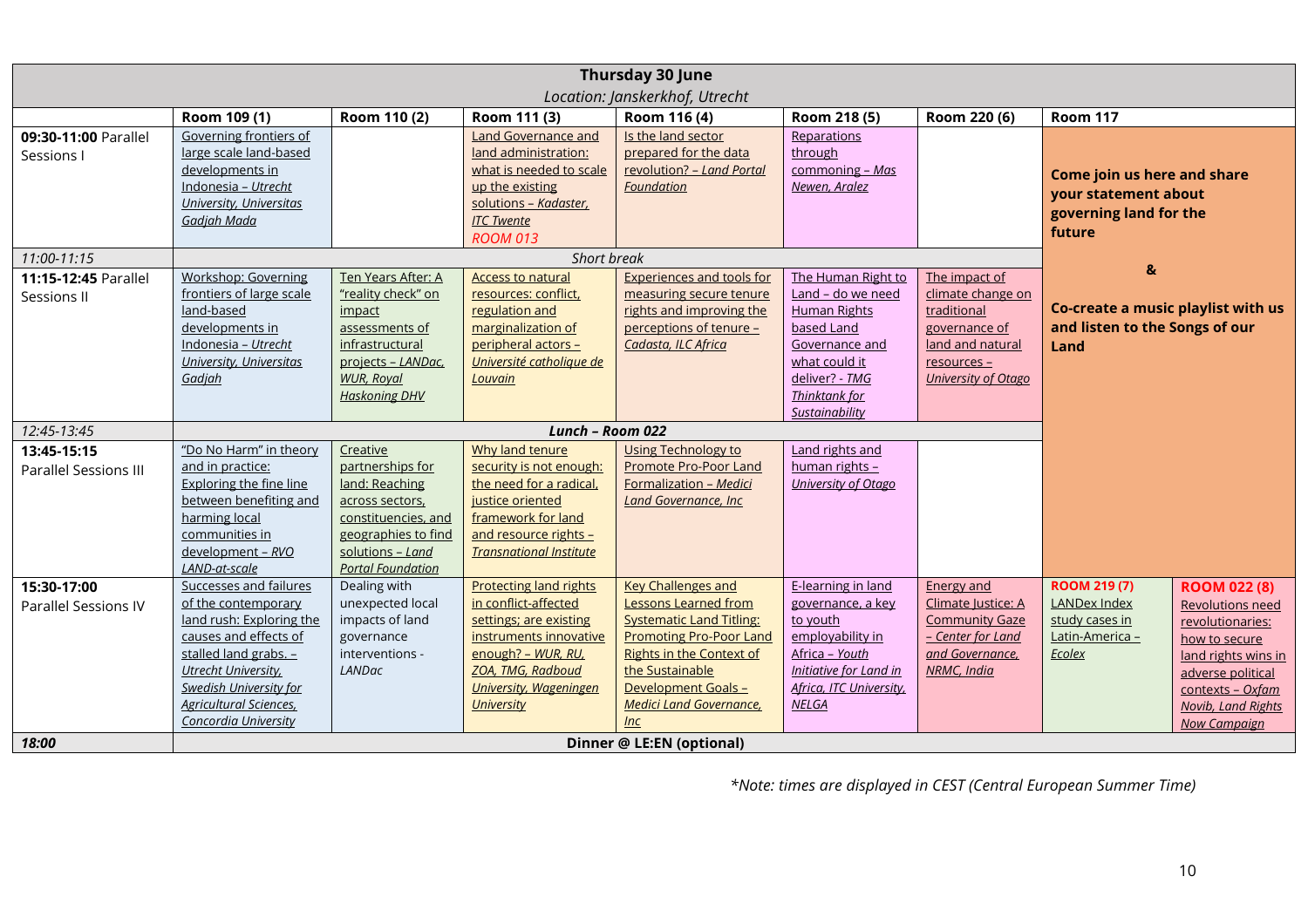# Thursday 30 June

*Location: Janskerkhof, Utrecht*

| | Room 109 (1) | Room 110 (2) | Room 111 (3) | Room 116 (4) | Room 218 (5) | Room 220 (6) | Room 117 | |
|---|---|---|---|---|---|---|---|---|
| **09:30-11:00** Parallel Sessions I | Governing frontiers of large scale land-based developments in Indonesia – *Utrecht University, Universitas Gadjah Mada* | | Land Governance and land administration: what is needed to scale up the existing solutions – *Kadaster, ITC Twente* *ROOM 013* | Is the land sector prepared for the data revolution? – *Land Portal Foundation* | Reparations through commoning – *Mas Newen, Aralez* | | **Come join us here and share your statement about governing land for the future** **&** **Co-create a music playlist with us and listen to the Songs of our Land** | |
| *11:00-11:15* | *Short break* | | | | | | | |
| **11:15-12:45** Parallel Sessions II | Workshop: Governing frontiers of large scale land-based developments in Indonesia – *Utrecht University, Universitas Gadjah* | Ten Years After: A "reality check" on impact assessments of infrastructural projects – *LANDac, WUR, Royal Haskoning DHV* | Access to natural resources: conflict, regulation and marginalization of peripheral actors – *Université catholique de Louvain* | Experiences and tools for measuring secure tenure rights and improving the perceptions of tenure – *Cadasta, ILC Africa* | The Human Right to Land – do we need Human Rights based Land Governance and what could it deliver? - *TMG Thinktank for Sustainability* | The impact of climate change on traditional governance of land and natural resources – *University of Otago* | | |
| *12:45-13:45* | ***Lunch – Room 022*** | | | | | | | |
| **13:45-15:15** Parallel Sessions III | "Do No Harm" in theory and in practice: Exploring the fine line between benefiting and harming local communities in development – *RVO LAND-at-scale* | Creative partnerships for land: Reaching across sectors, constituencies, and geographies to find solutions – *Land Portal Foundation* | Why land tenure security is not enough: the need for a radical, justice oriented framework for land and resource rights – *Transnational Institute* | Using Technology to Promote Pro-Poor Land Formalization – *Medici Land Governance, Inc* | Land rights and human rights – *University of Otago* | | | |
| **15:30-17:00** Parallel Sessions IV | Successes and failures of the contemporary land rush: Exploring the causes and effects of stalled land grabs. – *Utrecht University, Swedish University for Agricultural Sciences, Concordia University* | Dealing with unexpected local impacts of land governance interventions - *LANDac* | Protecting land rights in conflict-affected settings; are existing instruments innovative enough? – *WUR, RU, ZOA, TMG, Radboud University, Wageningen University* | Key Challenges and Lessons Learned from Systematic Land Titling: Promoting Pro-Poor Land Rights in the Context of the Sustainable Development Goals – *Medici Land Governance, Inc* | E-learning in land governance, a key to youth employability in Africa – *Youth Initiative for Land in Africa, ITC University, NELGA* | Energy and Climate Justice: A Community Gaze – *Center for Land and Governance, NRMC, India* | **ROOM 219 (7)** LANDex Index study cases in Latin-America – *Ecolex* | **ROOM 022 (8)** Revolutions need revolutionaries: how to secure land rights wins in adverse political contexts – *Oxfam Novib, Land Rights Now Campaign* |
| ***18:00*** | **Dinner @ LE:EN (optional)** | | | | | | | |

*\*Note: times are displayed in CEST (Central European Summer Time)*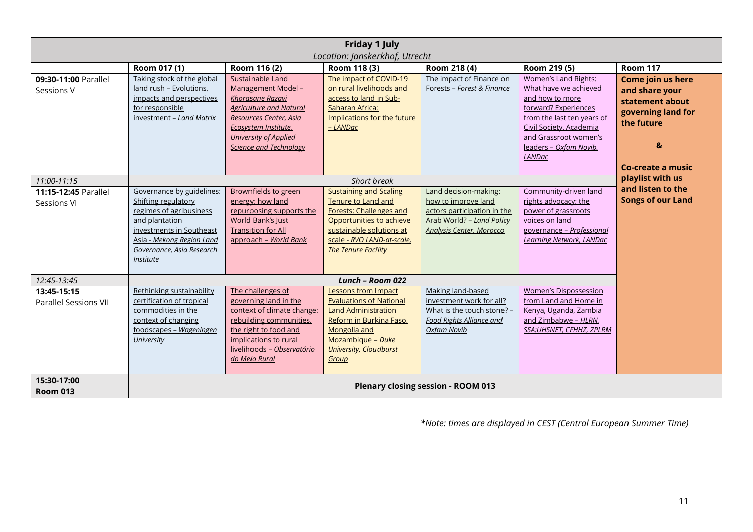| **Friday 1 July**<br>*Location: Janskerkhof, Utrecht* | | | | | | |
|---|---|---|---|---|---|---|
| | **Room 017 (1)** | **Room 116 (2)** | **Room 118 (3)** | **Room 218 (4)** | **Room 219 (5)** | **Room 117** |
| **09:30-11:00** Parallel Sessions V | Taking stock of the global land rush – Evolutions, impacts and perspectives for responsible investment – *Land Matrix* | Sustainable Land Management Model – *Khorasane Razavi Agriculture and Natural Resources Center, Asia Ecosystem Institute, University of Applied Science and Technology* | The impact of COVID-19 on rural livelihoods and access to land in Sub-Saharan Africa: Implications for the future – *LANDac* | The impact of Finance on Forests – *Forest & Finance* | Women's Land Rights: What have we achieved and how to more forward? Experiences from the last ten years of Civil Society, Academia and Grassroot women's leaders – *Oxfam Novib, LANDac* | **Come join us here and share your statement about governing land for the future**<br><br>**&**<br><br>**Co-create a music playlist with us and listen to the Songs of our Land** |
| *11:00-11:15* | *Short break* | | | | | |
| **11:15-12:45** Parallel Sessions VI | Governance by guidelines: Shifting regulatory regimes of agribusiness and plantation investments in Southeast Asia - *Mekong Region Land Governance, Asia Research Institute* | Brownfields to green energy: how land repurposing supports the World Bank's Just Transition for All approach – *World Bank* | Sustaining and Scaling Tenure to Land and Forests: Challenges and Opportunities to achieve sustainable solutions at scale - *RVO LAND-at-scale, The Tenure Facility* | Land decision-making: how to improve land actors participation in the Arab World? – *Land Policy Analysis Center, Morocco* | Community-driven land rights advocacy: the power of grassroots voices on land governance – *Professional Learning Network, LANDac* | |
| *12:45-13:45* | ***Lunch – Room 022*** | | | | | |
| **13:45-15:15** Parallel Sessions VII | Rethinking sustainability certification of tropical commodities in the context of changing foodscapes – *Wageningen University* | The challenges of governing land in the context of climate change: rebuilding communities, the right to food and implications to rural livelihoods – *Observatório do Meio Rural* | Lessons from Impact Evaluations of National Land Administration Reform in Burkina Faso, Mongolia and Mozambique – *Duke University, Cloudburst Group* | Making land-based investment work for all? What is the touch stone? – *Food Rights Alliance and Oxfam Novib* | Women's Dispossession from Land and Home in Kenya, Uganda, Zambia and Zimbabwe – *HLRN, SSA:UHSNET, CFHHZ, ZPLRM* | |
| **15:30-17:00**<br>**Room 013** | **Plenary closing session - ROOM 013** | | | | | |

*\*Note: times are displayed in CEST (Central European Summer Time)*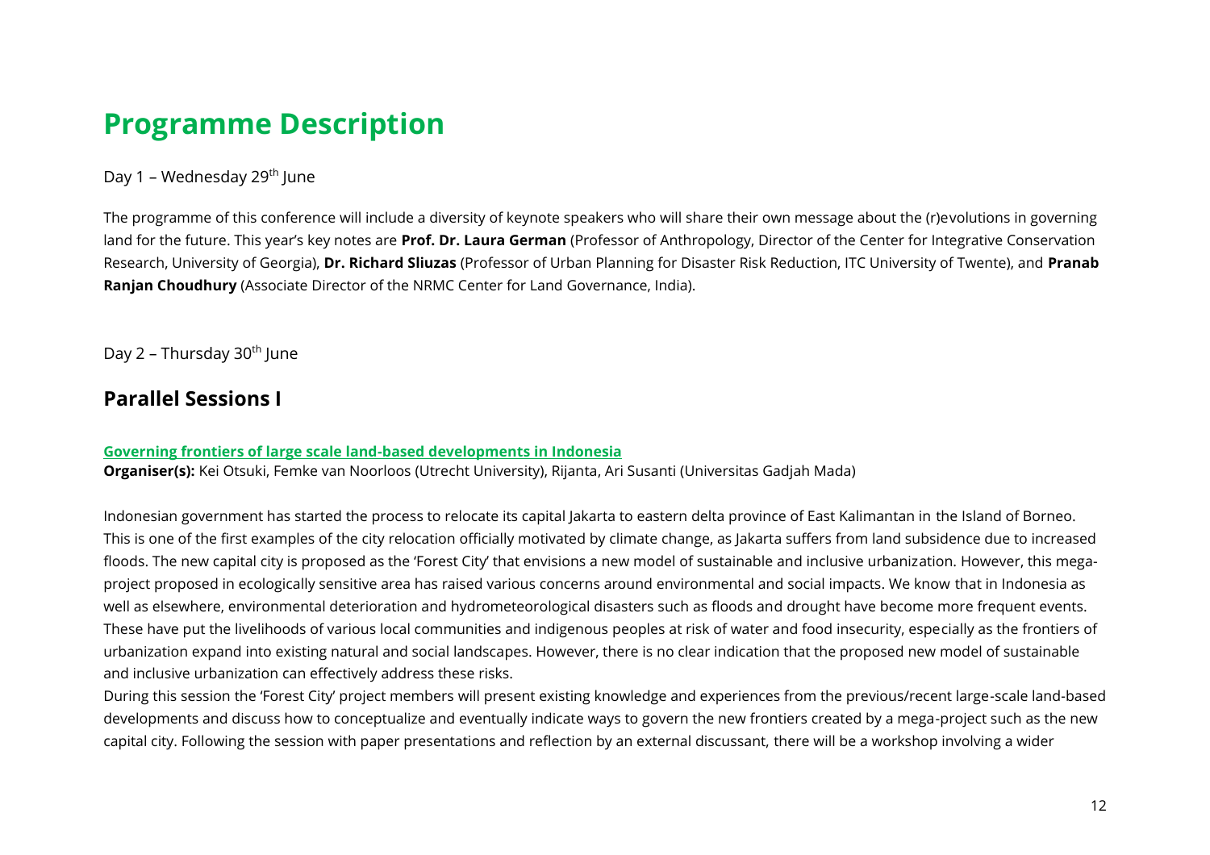# Programme Description

Day 1 – Wednesday 29th June

The programme of this conference will include a diversity of keynote speakers who will share their own message about the (r)evolutions in governing land for the future. This year's key notes are **Prof. Dr. Laura German** (Professor of Anthropology, Director of the Center for Integrative Conservation Research, University of Georgia), **Dr. Richard Sliuzas** (Professor of Urban Planning for Disaster Risk Reduction, ITC University of Twente), and **Pranab Ranjan Choudhury** (Associate Director of the NRMC Center for Land Governance, India).

Day 2 – Thursday 30th June

## Parallel Sessions I

**Governing frontiers of large scale land-based developments in Indonesia**
**Organiser(s):** Kei Otsuki, Femke van Noorloos (Utrecht University), Rijanta, Ari Susanti (Universitas Gadjah Mada)

Indonesian government has started the process to relocate its capital Jakarta to eastern delta province of East Kalimantan in the Island of Borneo. This is one of the first examples of the city relocation officially motivated by climate change, as Jakarta suffers from land subsidence due to increased floods. The new capital city is proposed as the 'Forest City' that envisions a new model of sustainable and inclusive urbanization. However, this mega-project proposed in ecologically sensitive area has raised various concerns around environmental and social impacts. We know that in Indonesia as well as elsewhere, environmental deterioration and hydrometeorological disasters such as floods and drought have become more frequent events. These have put the livelihoods of various local communities and indigenous peoples at risk of water and food insecurity, especially as the frontiers of urbanization expand into existing natural and social landscapes. However, there is no clear indication that the proposed new model of sustainable and inclusive urbanization can effectively address these risks.
During this session the 'Forest City' project members will present existing knowledge and experiences from the previous/recent large-scale land-based developments and discuss how to conceptualize and eventually indicate ways to govern the new frontiers created by a mega-project such as the new capital city. Following the session with paper presentations and reflection by an external discussant, there will be a workshop involving a wider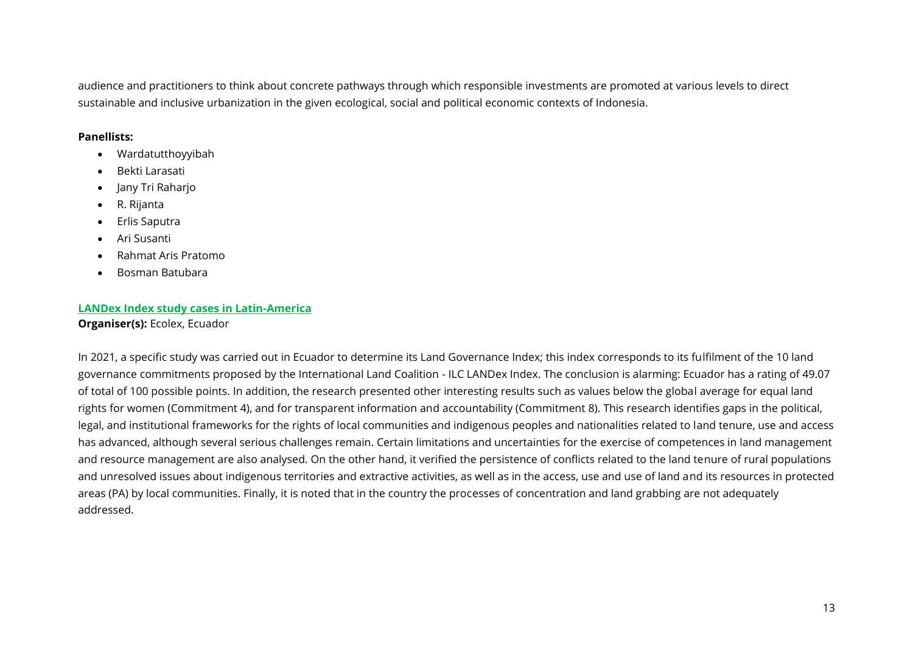audience and practitioners to think about concrete pathways through which responsible investments are promoted at various levels to direct sustainable and inclusive urbanization in the given ecological, social and political economic contexts of Indonesia.

**Panellists:**

- Wardatutthoyyibah
- Bekti Larasati
- Jany Tri Raharjo
- R. Rijanta
- Erlis Saputra
- Ari Susanti
- Rahmat Aris Pratomo
- Bosman Batubara

### LANDex Index study cases in Latin-America

**Organiser(s):** Ecolex, Ecuador

In 2021, a specific study was carried out in Ecuador to determine its Land Governance Index; this index corresponds to its fulfilment of the 10 land governance commitments proposed by the International Land Coalition - ILC LANDex Index. The conclusion is alarming: Ecuador has a rating of 49.07 of total of 100 possible points. In addition, the research presented other interesting results such as values below the global average for equal land rights for women (Commitment 4), and for transparent information and accountability (Commitment 8). This research identifies gaps in the political, legal, and institutional frameworks for the rights of local communities and indigenous peoples and nationalities related to land tenure, use and access has advanced, although several serious challenges remain. Certain limitations and uncertainties for the exercise of competences in land management and resource management are also analysed. On the other hand, it verified the persistence of conflicts related to the land tenure of rural populations and unresolved issues about indigenous territories and extractive activities, as well as in the access, use and use of land and its resources in protected areas (PA) by local communities. Finally, it is noted that in the country the processes of concentration and land grabbing are not adequately addressed.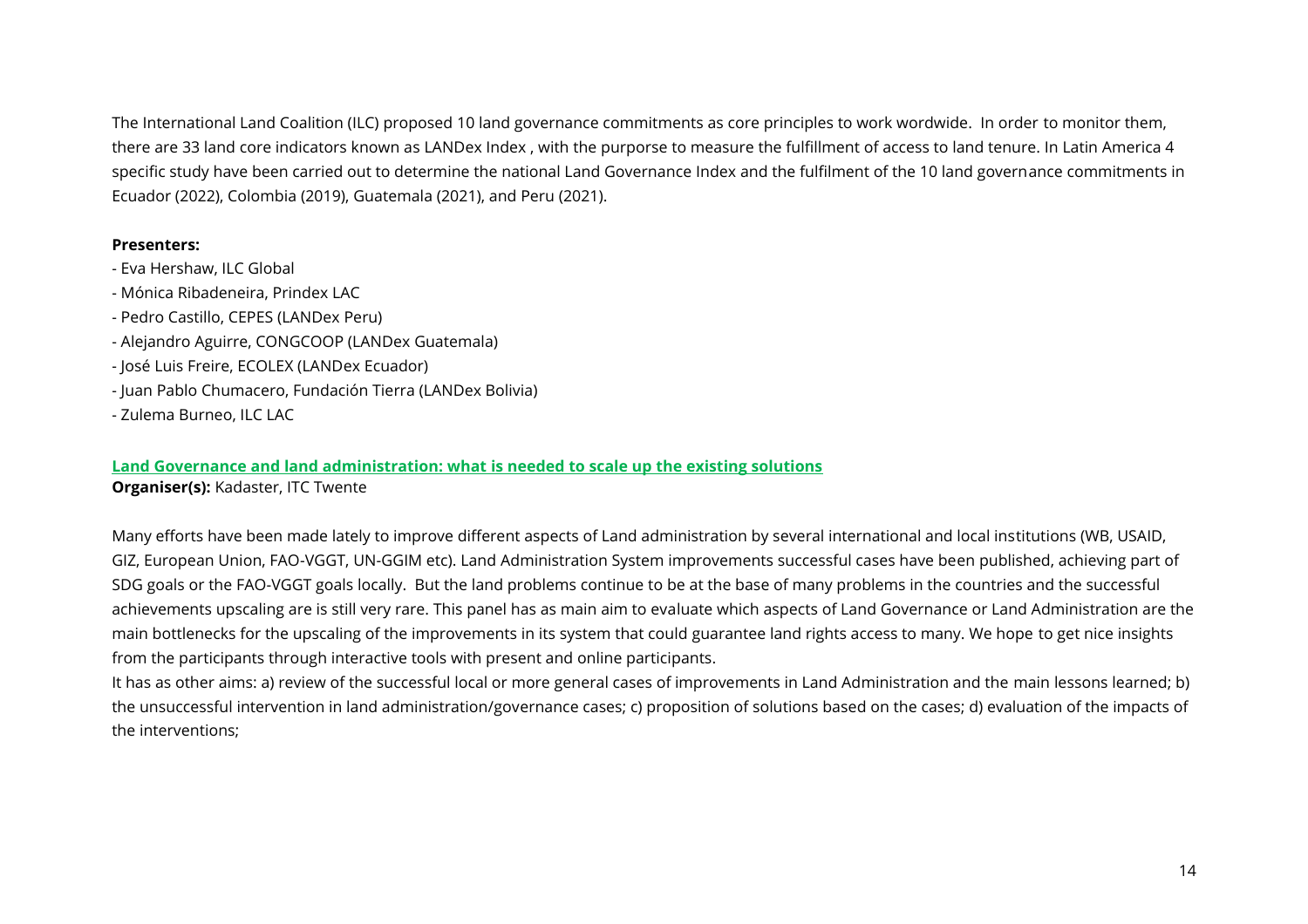The International Land Coalition (ILC) proposed 10 land governance commitments as core principles to work wordwide.  In order to monitor them, there are 33 land core indicators known as LANDex Index , with the purporse to measure the fulfillment of access to land tenure. In Latin America 4 specific study have been carried out to determine the national Land Governance Index and the fulfilment of the 10 land governance commitments in Ecuador (2022), Colombia (2019), Guatemala (2021), and Peru (2021).

**Presenters:**

- Eva Hershaw, ILC Global
- Mónica Ribadeneira, Prindex LAC
- Pedro Castillo, CEPES (LANDex Peru)
- Alejandro Aguirre, CONGCOOP (LANDex Guatemala)
- José Luis Freire, ECOLEX (LANDex Ecuador)
- Juan Pablo Chumacero, Fundación Tierra (LANDex Bolivia)
- Zulema Burneo, ILC LAC

### Land Governance and land administration: what is needed to scale up the existing solutions

**Organiser(s):** Kadaster, ITC Twente

Many efforts have been made lately to improve different aspects of Land administration by several international and local institutions (WB, USAID, GIZ, European Union, FAO-VGGT, UN-GGIM etc). Land Administration System improvements successful cases have been published, achieving part of SDG goals or the FAO-VGGT goals locally.  But the land problems continue to be at the base of many problems in the countries and the successful achievements upscaling are is still very rare. This panel has as main aim to evaluate which aspects of Land Governance or Land Administration are the main bottlenecks for the upscaling of the improvements in its system that could guarantee land rights access to many. We hope to get nice insights from the participants through interactive tools with present and online participants.

It has as other aims: a) review of the successful local or more general cases of improvements in Land Administration and the main lessons learned; b) the unsuccessful intervention in land administration/governance cases; c) proposition of solutions based on the cases; d) evaluation of the impacts of the interventions;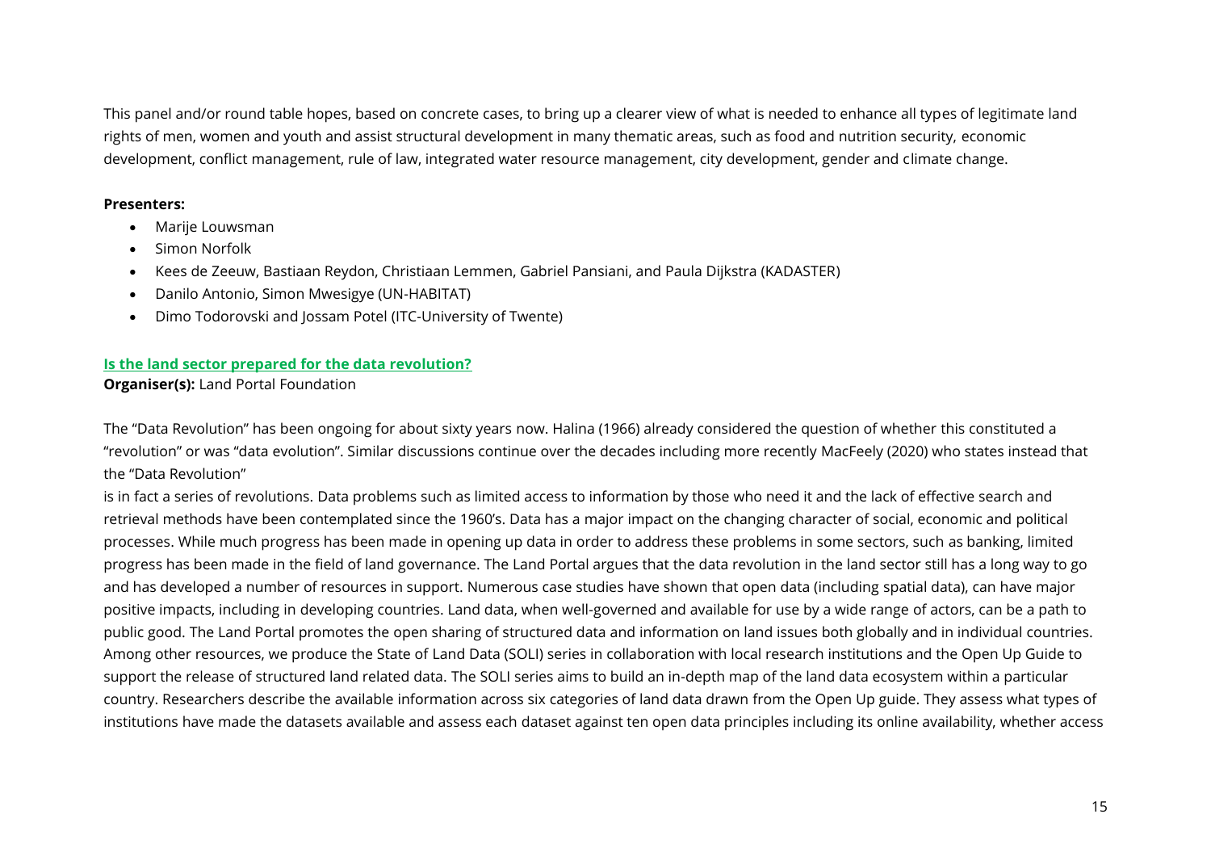This panel and/or round table hopes, based on concrete cases, to bring up a clearer view of what is needed to enhance all types of legitimate land rights of men, women and youth and assist structural development in many thematic areas, such as food and nutrition security, economic development, conflict management, rule of law, integrated water resource management, city development, gender and climate change.

**Presenters:**

- Marije Louwsman
- Simon Norfolk
- Kees de Zeeuw, Bastiaan Reydon, Christiaan Lemmen, Gabriel Pansiani, and Paula Dijkstra (KADASTER)
- Danilo Antonio, Simon Mwesigye (UN-HABITAT)
- Dimo Todorovski and Jossam Potel (ITC-University of Twente)

### Is the land sector prepared for the data revolution?

**Organiser(s):** Land Portal Foundation

The "Data Revolution" has been ongoing for about sixty years now. Halina (1966) already considered the question of whether this constituted a "revolution" or was "data evolution". Similar discussions continue over the decades including more recently MacFeely (2020) who states instead that the "Data Revolution" is in fact a series of revolutions. Data problems such as limited access to information by those who need it and the lack of effective search and retrieval methods have been contemplated since the 1960's. Data has a major impact on the changing character of social, economic and political processes. While much progress has been made in opening up data in order to address these problems in some sectors, such as banking, limited progress has been made in the field of land governance. The Land Portal argues that the data revolution in the land sector still has a long way to go and has developed a number of resources in support. Numerous case studies have shown that open data (including spatial data), can have major positive impacts, including in developing countries. Land data, when well-governed and available for use by a wide range of actors, can be a path to public good. The Land Portal promotes the open sharing of structured data and information on land issues both globally and in individual countries. Among other resources, we produce the State of Land Data (SOLI) series in collaboration with local research institutions and the Open Up Guide to support the release of structured land related data. The SOLI series aims to build an in-depth map of the land data ecosystem within a particular country. Researchers describe the available information across six categories of land data drawn from the Open Up guide. They assess what types of institutions have made the datasets available and assess each dataset against ten open data principles including its online availability, whether access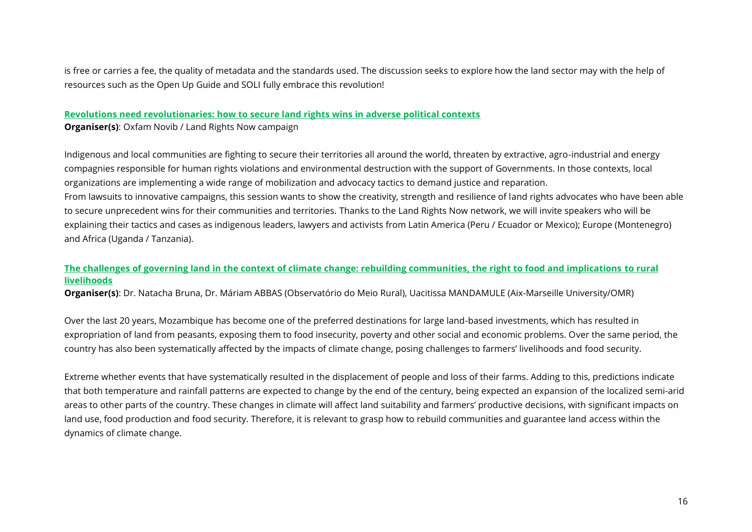is free or carries a fee, the quality of metadata and the standards used. The discussion seeks to explore how the land sector may with the help of resources such as the Open Up Guide and SOLI fully embrace this revolution!

### Revolutions need revolutionaries: how to secure land rights wins in adverse political contexts

**Organiser(s)**: Oxfam Novib / Land Rights Now campaign

Indigenous and local communities are fighting to secure their territories all around the world, threaten by extractive, agro-industrial and energy compagnies responsible for human rights violations and environmental destruction with the support of Governments. In those contexts, local organizations are implementing a wide range of mobilization and advocacy tactics to demand justice and reparation.
From lawsuits to innovative campaigns, this session wants to show the creativity, strength and resilience of land rights advocates who have been able to secure unprecedent wins for their communities and territories. Thanks to the Land Rights Now network, we will invite speakers who will be explaining their tactics and cases as indigenous leaders, lawyers and activists from Latin America (Peru / Ecuador or Mexico); Europe (Montenegro) and Africa (Uganda / Tanzania).

### The challenges of governing land in the context of climate change: rebuilding communities, the right to food and implications to rural livelihoods

**Organiser(s)**: Dr. Natacha Bruna, Dr. Máriam ABBAS (Observatório do Meio Rural), Uacitissa MANDAMULE (Aix-Marseille University/OMR)

Over the last 20 years, Mozambique has become one of the preferred destinations for large land-based investments, which has resulted in expropriation of land from peasants, exposing them to food insecurity, poverty and other social and economic problems. Over the same period, the country has also been systematically affected by the impacts of climate change, posing challenges to farmers' livelihoods and food security.

Extreme whether events that have systematically resulted in the displacement of people and loss of their farms. Adding to this, predictions indicate that both temperature and rainfall patterns are expected to change by the end of the century, being expected an expansion of the localized semi-arid areas to other parts of the country. These changes in climate will affect land suitability and farmers' productive decisions, with significant impacts on land use, food production and food security. Therefore, it is relevant to grasp how to rebuild communities and guarantee land access within the dynamics of climate change.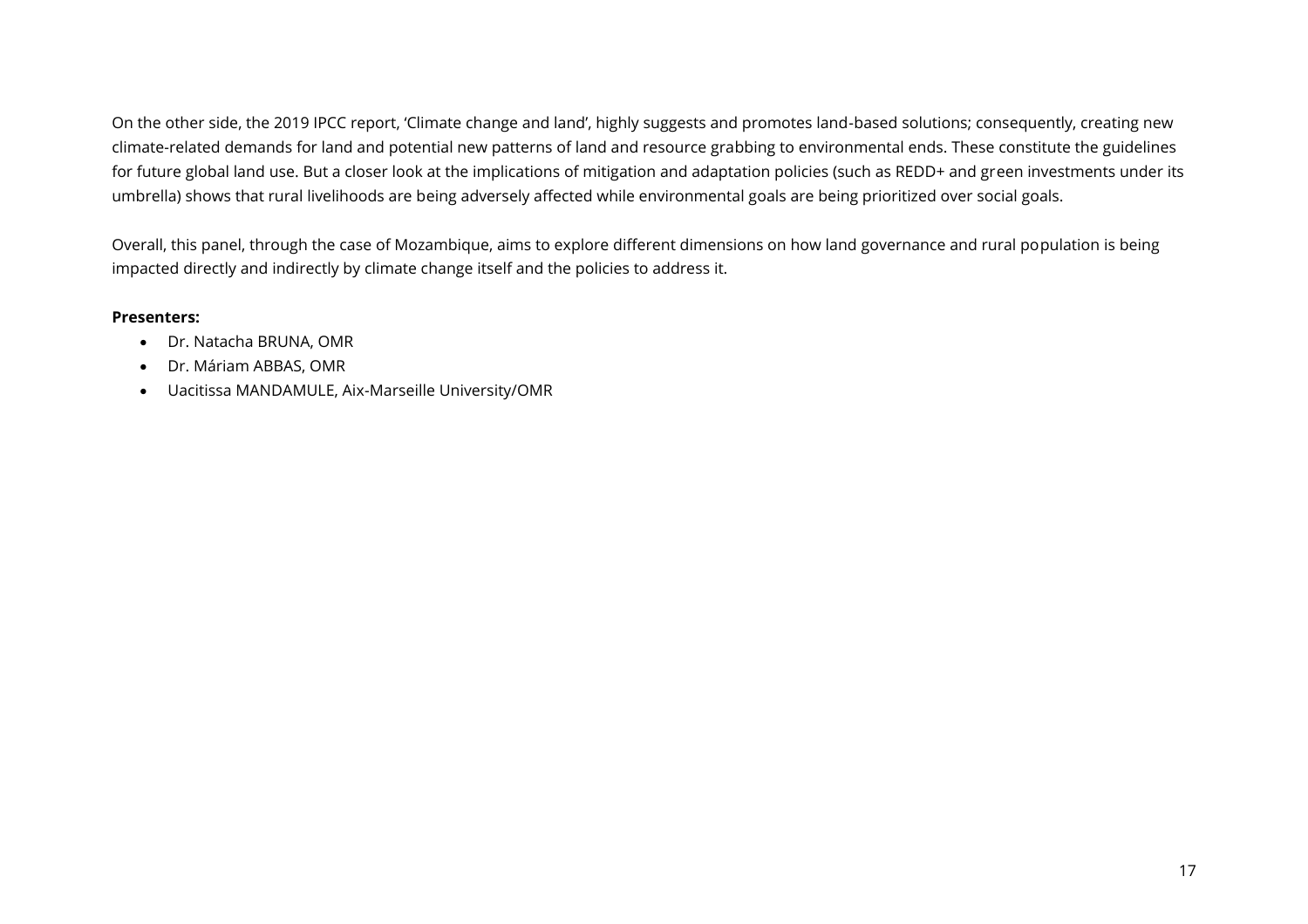On the other side, the 2019 IPCC report, 'Climate change and land', highly suggests and promotes land-based solutions; consequently, creating new climate-related demands for land and potential new patterns of land and resource grabbing to environmental ends. These constitute the guidelines for future global land use. But a closer look at the implications of mitigation and adaptation policies (such as REDD+ and green investments under its umbrella) shows that rural livelihoods are being adversely affected while environmental goals are being prioritized over social goals.

Overall, this panel, through the case of Mozambique, aims to explore different dimensions on how land governance and rural population is being impacted directly and indirectly by climate change itself and the policies to address it.

**Presenters:**

- Dr. Natacha BRUNA, OMR
- Dr. Máriam ABBAS, OMR
- Uacitissa MANDAMULE, Aix-Marseille University/OMR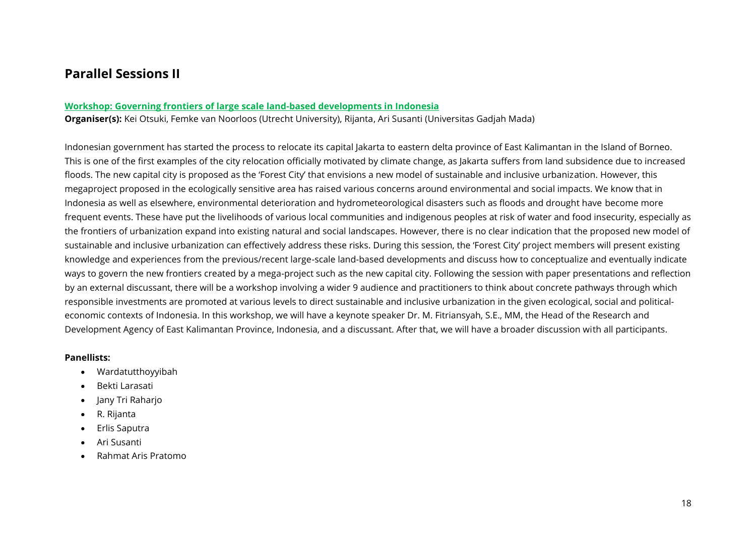## Parallel Sessions II

### Workshop: Governing frontiers of large scale land-based developments in Indonesia

**Organiser(s):** Kei Otsuki, Femke van Noorloos (Utrecht University), Rijanta, Ari Susanti (Universitas Gadjah Mada)

Indonesian government has started the process to relocate its capital Jakarta to eastern delta province of East Kalimantan in the Island of Borneo. This is one of the first examples of the city relocation officially motivated by climate change, as Jakarta suffers from land subsidence due to increased floods. The new capital city is proposed as the 'Forest City' that envisions a new model of sustainable and inclusive urbanization. However, this megaproject proposed in the ecologically sensitive area has raised various concerns around environmental and social impacts. We know that in Indonesia as well as elsewhere, environmental deterioration and hydrometeorological disasters such as floods and drought have become more frequent events. These have put the livelihoods of various local communities and indigenous peoples at risk of water and food insecurity, especially as the frontiers of urbanization expand into existing natural and social landscapes. However, there is no clear indication that the proposed new model of sustainable and inclusive urbanization can effectively address these risks. During this session, the 'Forest City' project members will present existing knowledge and experiences from the previous/recent large-scale land-based developments and discuss how to conceptualize and eventually indicate ways to govern the new frontiers created by a mega-project such as the new capital city. Following the session with paper presentations and reflection by an external discussant, there will be a workshop involving a wider 9 audience and practitioners to think about concrete pathways through which responsible investments are promoted at various levels to direct sustainable and inclusive urbanization in the given ecological, social and political-economic contexts of Indonesia. In this workshop, we will have a keynote speaker Dr. M. Fitriansyah, S.E., MM, the Head of the Research and Development Agency of East Kalimantan Province, Indonesia, and a discussant. After that, we will have a broader discussion with all participants.

**Panellists:**

- Wardatutthoyyibah
- Bekti Larasati
- Jany Tri Raharjo
- R. Rijanta
- Erlis Saputra
- Ari Susanti
- Rahmat Aris Pratomo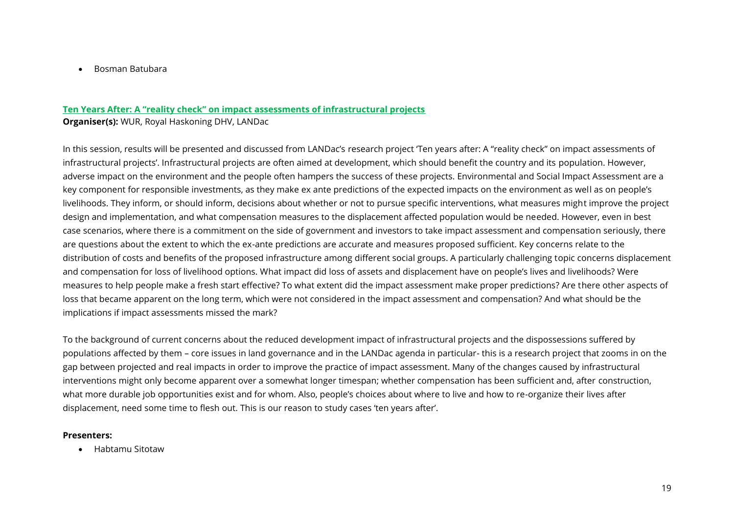- Bosman Batubara

### Ten Years After: A "reality check" on impact assessments of infrastructural projects

**Organiser(s):** WUR, Royal Haskoning DHV, LANDac

In this session, results will be presented and discussed from LANDac's research project 'Ten years after: A "reality check" on impact assessments of infrastructural projects'. Infrastructural projects are often aimed at development, which should benefit the country and its population. However, adverse impact on the environment and the people often hampers the success of these projects. Environmental and Social Impact Assessment are a key component for responsible investments, as they make ex ante predictions of the expected impacts on the environment as well as on people's livelihoods. They inform, or should inform, decisions about whether or not to pursue specific interventions, what measures might improve the project design and implementation, and what compensation measures to the displacement affected population would be needed. However, even in best case scenarios, where there is a commitment on the side of government and investors to take impact assessment and compensation seriously, there are questions about the extent to which the ex-ante predictions are accurate and measures proposed sufficient. Key concerns relate to the distribution of costs and benefits of the proposed infrastructure among different social groups. A particularly challenging topic concerns displacement and compensation for loss of livelihood options. What impact did loss of assets and displacement have on people's lives and livelihoods? Were measures to help people make a fresh start effective? To what extent did the impact assessment make proper predictions? Are there other aspects of loss that became apparent on the long term, which were not considered in the impact assessment and compensation? And what should be the implications if impact assessments missed the mark?

To the background of current concerns about the reduced development impact of infrastructural projects and the dispossessions suffered by populations affected by them – core issues in land governance and in the LANDac agenda in particular- this is a research project that zooms in on the gap between projected and real impacts in order to improve the practice of impact assessment. Many of the changes caused by infrastructural interventions might only become apparent over a somewhat longer timespan; whether compensation has been sufficient and, after construction, what more durable job opportunities exist and for whom. Also, people's choices about where to live and how to re-organize their lives after displacement, need some time to flesh out. This is our reason to study cases 'ten years after'.

**Presenters:**

- Habtamu Sitotaw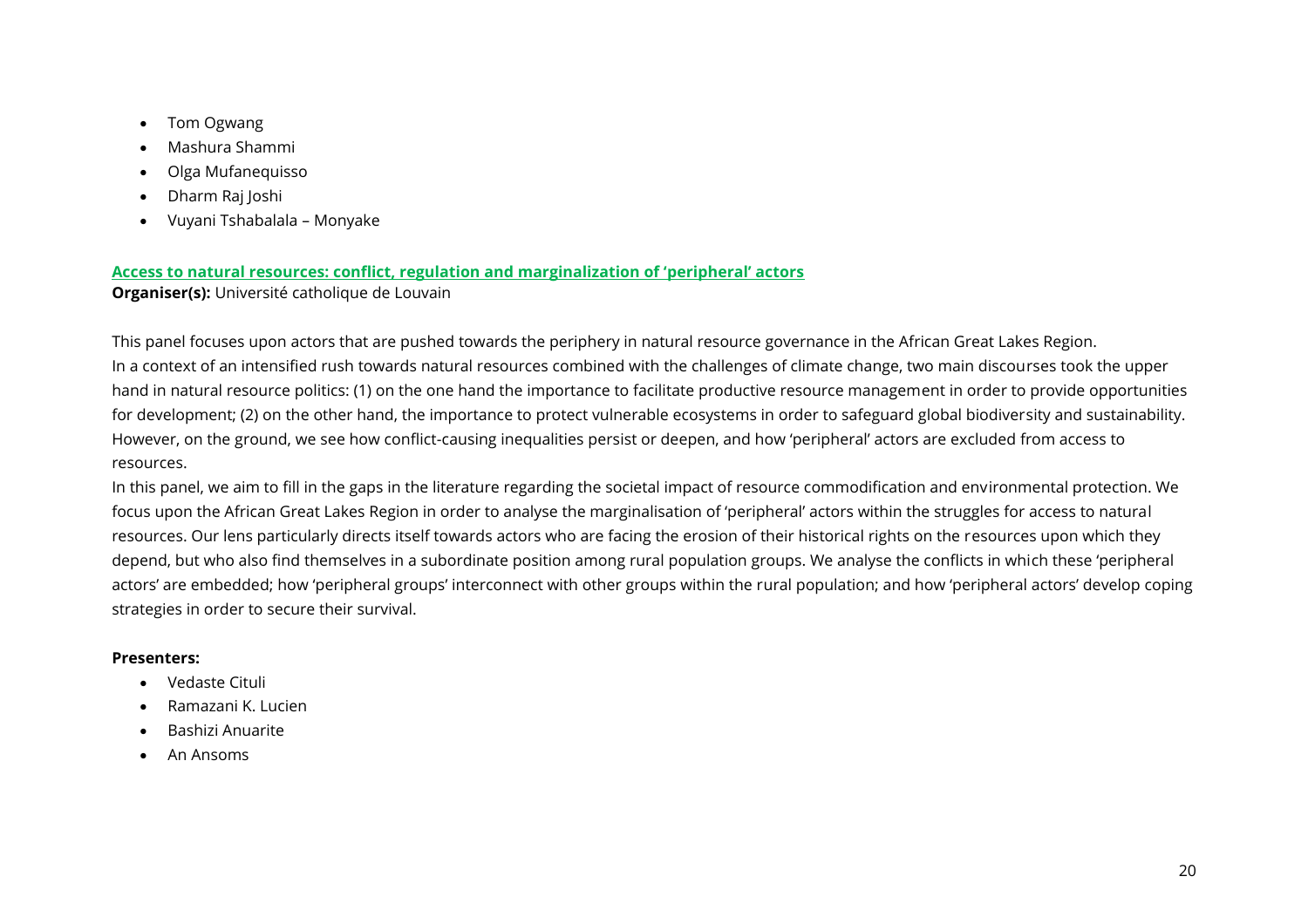- Tom Ogwang
- Mashura Shammi
- Olga Mufanequisso
- Dharm Raj Joshi
- Vuyani Tshabalala – Monyake

### Access to natural resources: conflict, regulation and marginalization of 'peripheral' actors

**Organiser(s):** Université catholique de Louvain

This panel focuses upon actors that are pushed towards the periphery in natural resource governance in the African Great Lakes Region.
In a context of an intensified rush towards natural resources combined with the challenges of climate change, two main discourses took the upper hand in natural resource politics: (1) on the one hand the importance to facilitate productive resource management in order to provide opportunities for development; (2) on the other hand, the importance to protect vulnerable ecosystems in order to safeguard global biodiversity and sustainability. However, on the ground, we see how conflict-causing inequalities persist or deepen, and how 'peripheral' actors are excluded from access to resources.
In this panel, we aim to fill in the gaps in the literature regarding the societal impact of resource commodification and environmental protection. We focus upon the African Great Lakes Region in order to analyse the marginalisation of 'peripheral' actors within the struggles for access to natural resources. Our lens particularly directs itself towards actors who are facing the erosion of their historical rights on the resources upon which they depend, but who also find themselves in a subordinate position among rural population groups. We analyse the conflicts in which these 'peripheral actors' are embedded; how 'peripheral groups' interconnect with other groups within the rural population; and how 'peripheral actors' develop coping strategies in order to secure their survival.

**Presenters:**

- Vedaste Cituli
- Ramazani K. Lucien
- Bashizi Anuarite
- An Ansoms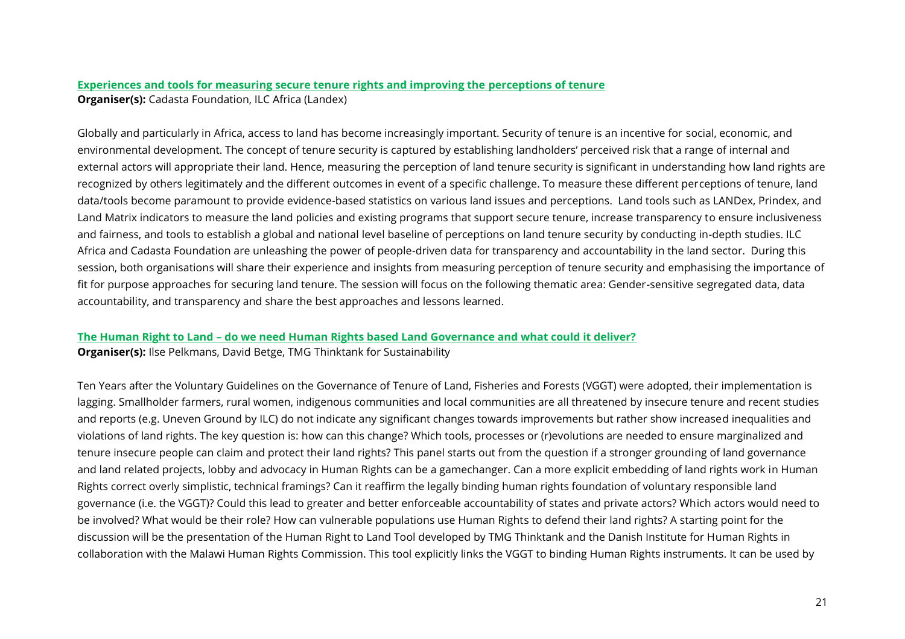### [Experiences and tools for measuring secure tenure rights and improving the perceptions of tenure]

**Organiser(s):** Cadasta Foundation, ILC Africa (Landex)

Globally and particularly in Africa, access to land has become increasingly important. Security of tenure is an incentive for social, economic, and environmental development. The concept of tenure security is captured by establishing landholders' perceived risk that a range of internal and external actors will appropriate their land. Hence, measuring the perception of land tenure security is significant in understanding how land rights are recognized by others legitimately and the different outcomes in event of a specific challenge. To measure these different perceptions of tenure, land data/tools become paramount to provide evidence-based statistics on various land issues and perceptions. Land tools such as LANDex, Prindex, and Land Matrix indicators to measure the land policies and existing programs that support secure tenure, increase transparency to ensure inclusiveness and fairness, and tools to establish a global and national level baseline of perceptions on land tenure security by conducting in-depth studies. ILC Africa and Cadasta Foundation are unleashing the power of people-driven data for transparency and accountability in the land sector. During this session, both organisations will share their experience and insights from measuring perception of tenure security and emphasising the importance of fit for purpose approaches for securing land tenure. The session will focus on the following thematic area: Gender-sensitive segregated data, data accountability, and transparency and share the best approaches and lessons learned.

### [The Human Right to Land – do we need Human Rights based Land Governance and what could it deliver?]

**Organiser(s):** Ilse Pelkmans, David Betge, TMG Thinktank for Sustainability

Ten Years after the Voluntary Guidelines on the Governance of Tenure of Land, Fisheries and Forests (VGGT) were adopted, their implementation is lagging. Smallholder farmers, rural women, indigenous communities and local communities are all threatened by insecure tenure and recent studies and reports (e.g. Uneven Ground by ILC) do not indicate any significant changes towards improvements but rather show increased inequalities and violations of land rights. The key question is: how can this change? Which tools, processes or (r)evolutions are needed to ensure marginalized and tenure insecure people can claim and protect their land rights? This panel starts out from the question if a stronger grounding of land governance and land related projects, lobby and advocacy in Human Rights can be a gamechanger. Can a more explicit embedding of land rights work in Human Rights correct overly simplistic, technical framings? Can it reaffirm the legally binding human rights foundation of voluntary responsible land governance (i.e. the VGGT)? Could this lead to greater and better enforceable accountability of states and private actors? Which actors would need to be involved? What would be their role? How can vulnerable populations use Human Rights to defend their land rights? A starting point for the discussion will be the presentation of the Human Right to Land Tool developed by TMG Thinktank and the Danish Institute for Human Rights in collaboration with the Malawi Human Rights Commission. This tool explicitly links the VGGT to binding Human Rights instruments. It can be used by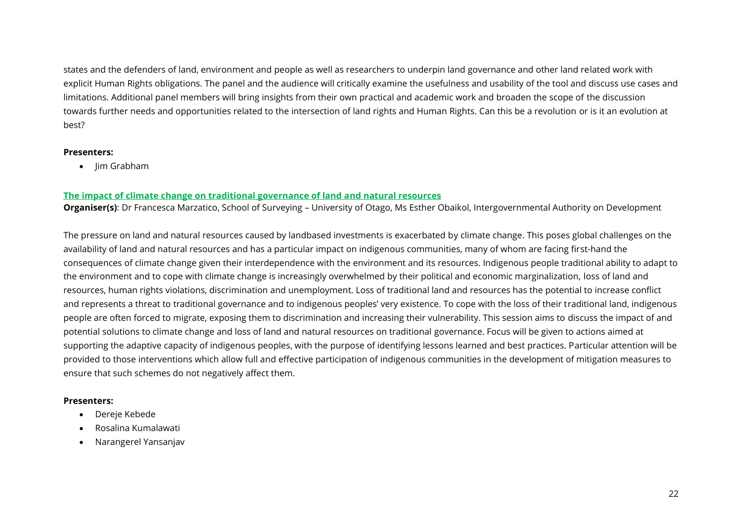states and the defenders of land, environment and people as well as researchers to underpin land governance and other land related work with explicit Human Rights obligations. The panel and the audience will critically examine the usefulness and usability of the tool and discuss use cases and limitations. Additional panel members will bring insights from their own practical and academic work and broaden the scope of the discussion towards further needs and opportunities related to the intersection of land rights and Human Rights. Can this be a revolution or is it an evolution at best?

**Presenters:**

- Jim Grabham

### The impact of climate change on traditional governance of land and natural resources

**Organiser(s)**: Dr Francesca Marzatico, School of Surveying – University of Otago, Ms Esther Obaikol, Intergovernmental Authority on Development

The pressure on land and natural resources caused by landbased investments is exacerbated by climate change. This poses global challenges on the availability of land and natural resources and has a particular impact on indigenous communities, many of whom are facing first-hand the consequences of climate change given their interdependence with the environment and its resources. Indigenous people traditional ability to adapt to the environment and to cope with climate change is increasingly overwhelmed by their political and economic marginalization, loss of land and resources, human rights violations, discrimination and unemployment. Loss of traditional land and resources has the potential to increase conflict and represents a threat to traditional governance and to indigenous peoples' very existence. To cope with the loss of their traditional land, indigenous people are often forced to migrate, exposing them to discrimination and increasing their vulnerability. This session aims to discuss the impact of and potential solutions to climate change and loss of land and natural resources on traditional governance. Focus will be given to actions aimed at supporting the adaptive capacity of indigenous peoples, with the purpose of identifying lessons learned and best practices. Particular attention will be provided to those interventions which allow full and effective participation of indigenous communities in the development of mitigation measures to ensure that such schemes do not negatively affect them.

**Presenters:**

- Dereje Kebede
- Rosalina Kumalawati
- Narangerel Yansanjav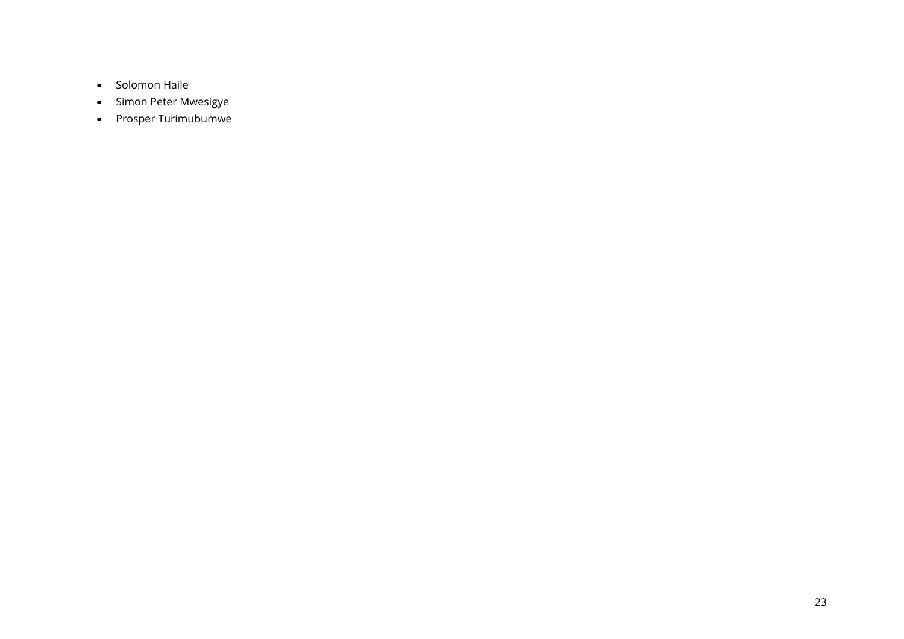- Solomon Haile
- Simon Peter Mwesigye
- Prosper Turimubumwe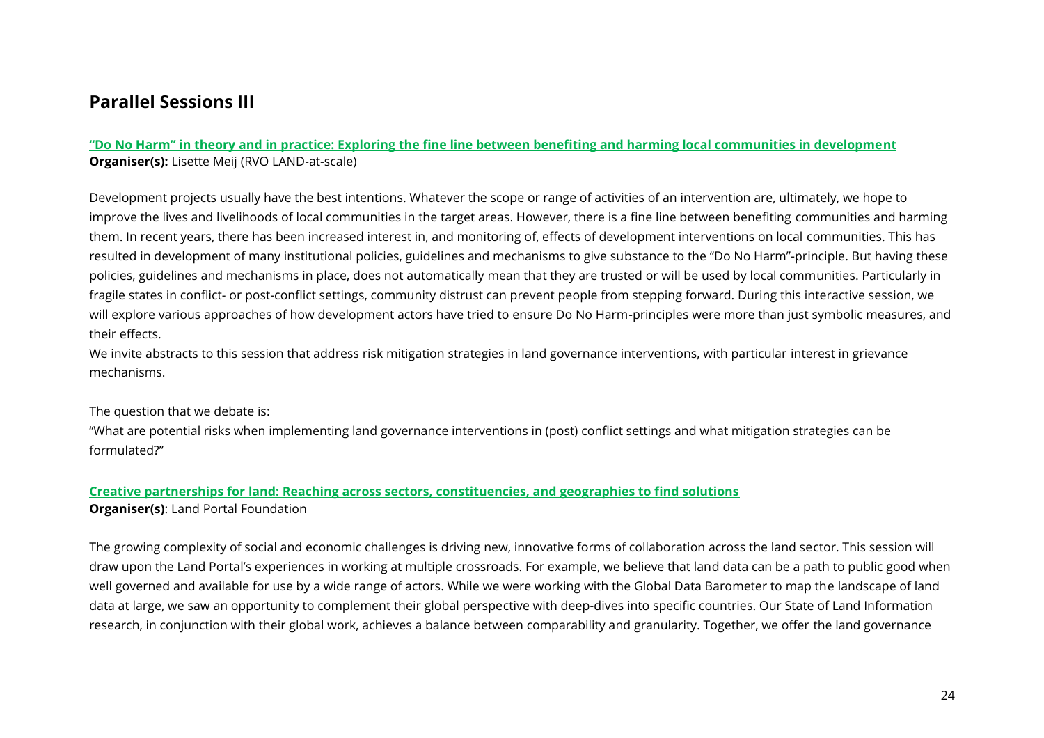## Parallel Sessions III

### “Do No Harm” in theory and in practice: Exploring the fine line between benefiting and harming local communities in development

**Organiser(s):** Lisette Meij (RVO LAND-at-scale)

Development projects usually have the best intentions. Whatever the scope or range of activities of an intervention are, ultimately, we hope to improve the lives and livelihoods of local communities in the target areas. However, there is a fine line between benefiting communities and harming them. In recent years, there has been increased interest in, and monitoring of, effects of development interventions on local communities. This has resulted in development of many institutional policies, guidelines and mechanisms to give substance to the “Do No Harm”-principle. But having these policies, guidelines and mechanisms in place, does not automatically mean that they are trusted or will be used by local communities. Particularly in fragile states in conflict- or post-conflict settings, community distrust can prevent people from stepping forward. During this interactive session, we will explore various approaches of how development actors have tried to ensure Do No Harm-principles were more than just symbolic measures, and their effects.

We invite abstracts to this session that address risk mitigation strategies in land governance interventions, with particular interest in grievance mechanisms.

The question that we debate is:

“What are potential risks when implementing land governance interventions in (post) conflict settings and what mitigation strategies can be formulated?”

### Creative partnerships for land: Reaching across sectors, constituencies, and geographies to find solutions

**Organiser(s)**: Land Portal Foundation

The growing complexity of social and economic challenges is driving new, innovative forms of collaboration across the land sector. This session will draw upon the Land Portal’s experiences in working at multiple crossroads. For example, we believe that land data can be a path to public good when well governed and available for use by a wide range of actors. While we were working with the Global Data Barometer to map the landscape of land data at large, we saw an opportunity to complement their global perspective with deep-dives into specific countries. Our State of Land Information research, in conjunction with their global work, achieves a balance between comparability and granularity. Together, we offer the land governance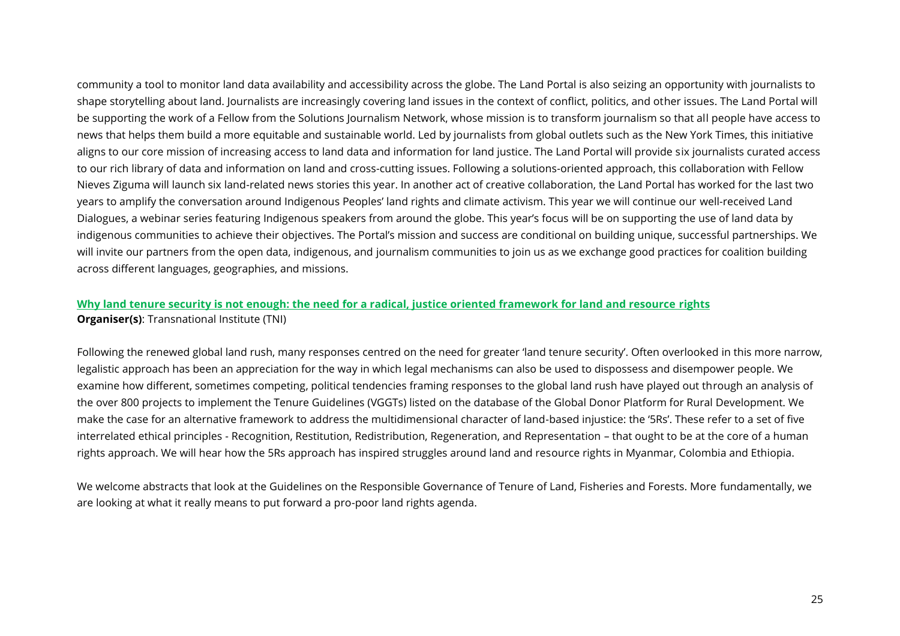community a tool to monitor land data availability and accessibility across the globe. The Land Portal is also seizing an opportunity with journalists to shape storytelling about land. Journalists are increasingly covering land issues in the context of conflict, politics, and other issues. The Land Portal will be supporting the work of a Fellow from the Solutions Journalism Network, whose mission is to transform journalism so that all people have access to news that helps them build a more equitable and sustainable world. Led by journalists from global outlets such as the New York Times, this initiative aligns to our core mission of increasing access to land data and information for land justice. The Land Portal will provide six journalists curated access to our rich library of data and information on land and cross-cutting issues. Following a solutions-oriented approach, this collaboration with Fellow Nieves Ziguma will launch six land-related news stories this year. In another act of creative collaboration, the Land Portal has worked for the last two years to amplify the conversation around Indigenous Peoples' land rights and climate activism. This year we will continue our well-received Land Dialogues, a webinar series featuring Indigenous speakers from around the globe. This year's focus will be on supporting the use of land data by indigenous communities to achieve their objectives. The Portal's mission and success are conditional on building unique, successful partnerships. We will invite our partners from the open data, indigenous, and journalism communities to join us as we exchange good practices for coalition building across different languages, geographies, and missions.

**Why land tenure security is not enough: the need for a radical, justice oriented framework for land and resource rights**
**Organiser(s)**: Transnational Institute (TNI)

Following the renewed global land rush, many responses centred on the need for greater 'land tenure security'. Often overlooked in this more narrow, legalistic approach has been an appreciation for the way in which legal mechanisms can also be used to dispossess and disempower people. We examine how different, sometimes competing, political tendencies framing responses to the global land rush have played out through an analysis of the over 800 projects to implement the Tenure Guidelines (VGGTs) listed on the database of the Global Donor Platform for Rural Development. We make the case for an alternative framework to address the multidimensional character of land-based injustice: the '5Rs'. These refer to a set of five interrelated ethical principles - Recognition, Restitution, Redistribution, Regeneration, and Representation – that ought to be at the core of a human rights approach. We will hear how the 5Rs approach has inspired struggles around land and resource rights in Myanmar, Colombia and Ethiopia.

We welcome abstracts that look at the Guidelines on the Responsible Governance of Tenure of Land, Fisheries and Forests. More fundamentally, we are looking at what it really means to put forward a pro-poor land rights agenda.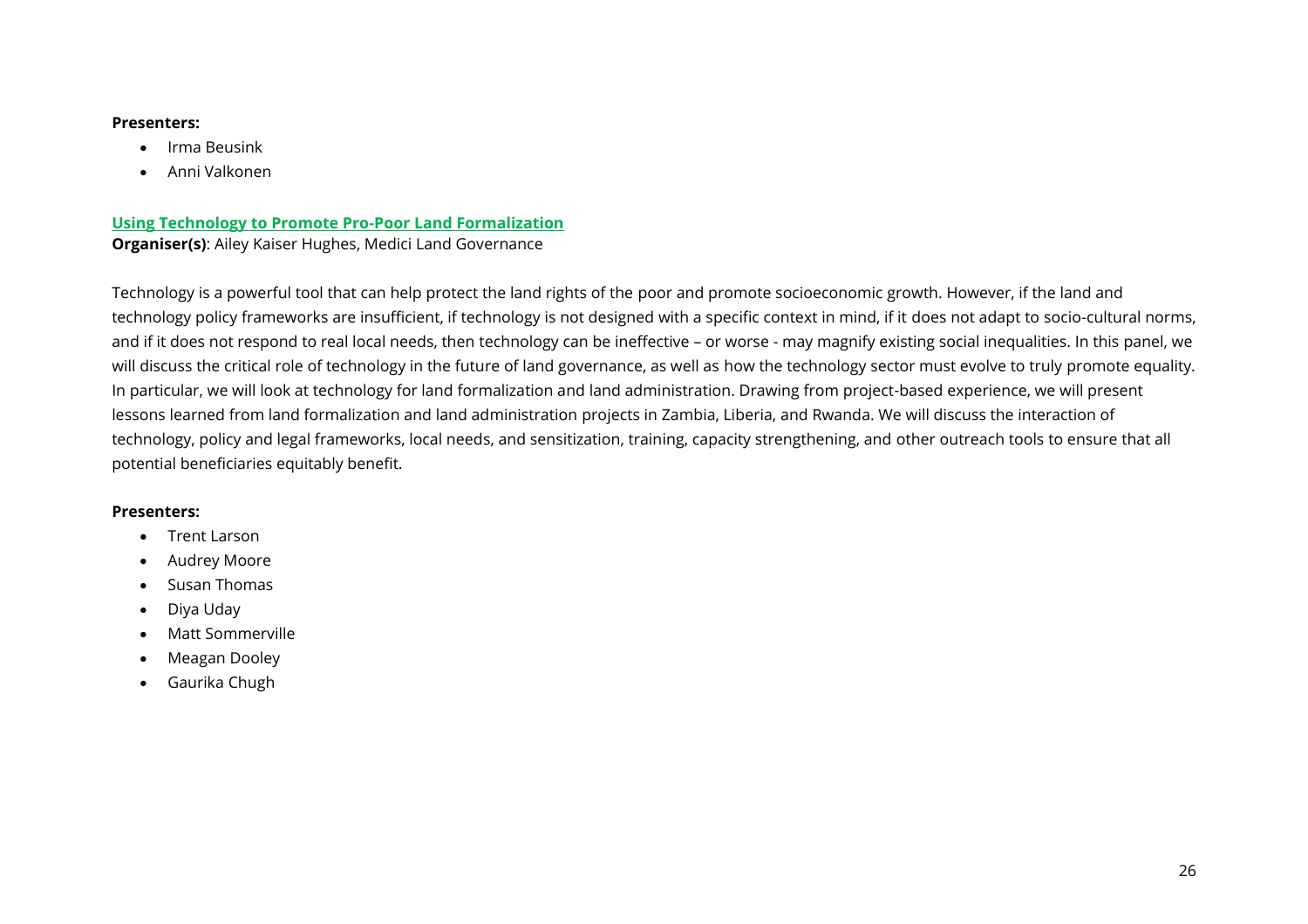**Presenters:**

- Irma Beusink
- Anni Valkonen

**Using Technology to Promote Pro-Poor Land Formalization**

**Organiser(s)**: Ailey Kaiser Hughes, Medici Land Governance

Technology is a powerful tool that can help protect the land rights of the poor and promote socioeconomic growth. However, if the land and technology policy frameworks are insufficient, if technology is not designed with a specific context in mind, if it does not adapt to socio-cultural norms, and if it does not respond to real local needs, then technology can be ineffective – or worse - may magnify existing social inequalities. In this panel, we will discuss the critical role of technology in the future of land governance, as well as how the technology sector must evolve to truly promote equality. In particular, we will look at technology for land formalization and land administration. Drawing from project-based experience, we will present lessons learned from land formalization and land administration projects in Zambia, Liberia, and Rwanda. We will discuss the interaction of technology, policy and legal frameworks, local needs, and sensitization, training, capacity strengthening, and other outreach tools to ensure that all potential beneficiaries equitably benefit.

**Presenters:**

- Trent Larson
- Audrey Moore
- Susan Thomas
- Diya Uday
- Matt Sommerville
- Meagan Dooley
- Gaurika Chugh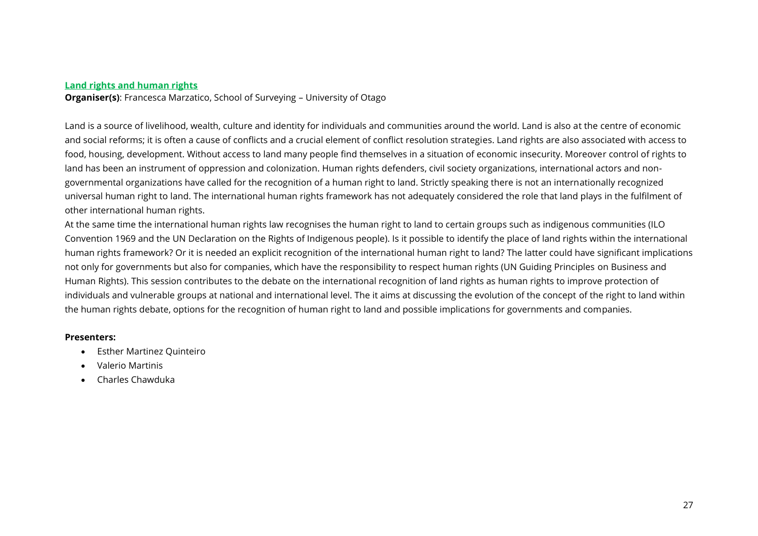## Land rights and human rights

**Organiser(s)**: Francesca Marzatico, School of Surveying – University of Otago

Land is a source of livelihood, wealth, culture and identity for individuals and communities around the world. Land is also at the centre of economic and social reforms; it is often a cause of conflicts and a crucial element of conflict resolution strategies. Land rights are also associated with access to food, housing, development. Without access to land many people find themselves in a situation of economic insecurity. Moreover control of rights to land has been an instrument of oppression and colonization. Human rights defenders, civil society organizations, international actors and non-governmental organizations have called for the recognition of a human right to land. Strictly speaking there is not an internationally recognized universal human right to land. The international human rights framework has not adequately considered the role that land plays in the fulfilment of other international human rights.

At the same time the international human rights law recognises the human right to land to certain groups such as indigenous communities (ILO Convention 1969 and the UN Declaration on the Rights of Indigenous people). Is it possible to identify the place of land rights within the international human rights framework? Or it is needed an explicit recognition of the international human right to land? The latter could have significant implications not only for governments but also for companies, which have the responsibility to respect human rights (UN Guiding Principles on Business and Human Rights). This session contributes to the debate on the international recognition of land rights as human rights to improve protection of individuals and vulnerable groups at national and international level. The it aims at discussing the evolution of the concept of the right to land within the human rights debate, options for the recognition of human right to land and possible implications for governments and companies.

**Presenters:**

- Esther Martinez Quinteiro
- Valerio Martinis
- Charles Chawduka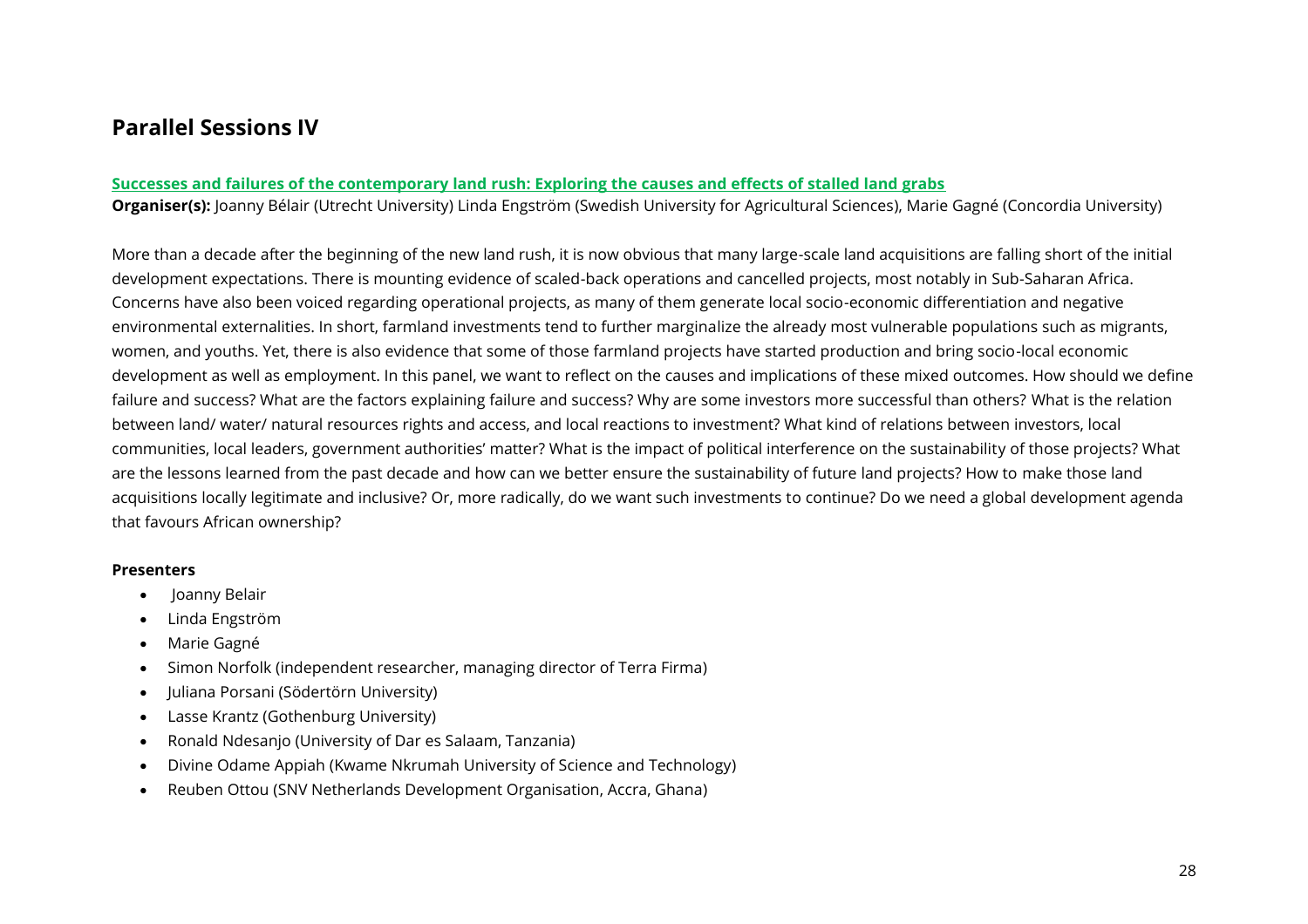## Parallel Sessions IV

**Successes and failures of the contemporary land rush: Exploring the causes and effects of stalled land grabs**

**Organiser(s):** Joanny Bélair (Utrecht University) Linda Engström (Swedish University for Agricultural Sciences), Marie Gagné (Concordia University)

More than a decade after the beginning of the new land rush, it is now obvious that many large-scale land acquisitions are falling short of the initial development expectations. There is mounting evidence of scaled-back operations and cancelled projects, most notably in Sub-Saharan Africa. Concerns have also been voiced regarding operational projects, as many of them generate local socio-economic differentiation and negative environmental externalities. In short, farmland investments tend to further marginalize the already most vulnerable populations such as migrants, women, and youths. Yet, there is also evidence that some of those farmland projects have started production and bring socio-local economic development as well as employment. In this panel, we want to reflect on the causes and implications of these mixed outcomes. How should we define failure and success? What are the factors explaining failure and success? Why are some investors more successful than others? What is the relation between land/ water/ natural resources rights and access, and local reactions to investment? What kind of relations between investors, local communities, local leaders, government authorities' matter? What is the impact of political interference on the sustainability of those projects? What are the lessons learned from the past decade and how can we better ensure the sustainability of future land projects? How to make those land acquisitions locally legitimate and inclusive? Or, more radically, do we want such investments to continue? Do we need a global development agenda that favours African ownership?

**Presenters**

- Joanny Belair
- Linda Engström
- Marie Gagné
- Simon Norfolk (independent researcher, managing director of Terra Firma)
- Juliana Porsani (Södertörn University)
- Lasse Krantz (Gothenburg University)
- Ronald Ndesanjo (University of Dar es Salaam, Tanzania)
- Divine Odame Appiah (Kwame Nkrumah University of Science and Technology)
- Reuben Ottou (SNV Netherlands Development Organisation, Accra, Ghana)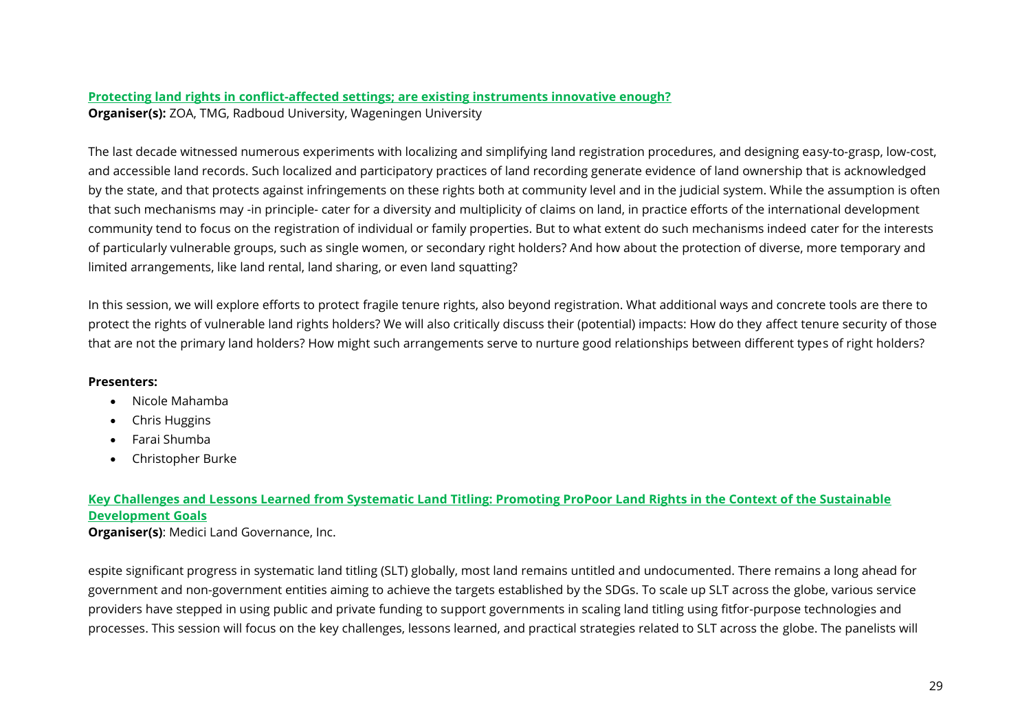### [Protecting land rights in conflict-affected settings; are existing instruments innovative enough?]

**Organiser(s):** ZOA, TMG, Radboud University, Wageningen University

The last decade witnessed numerous experiments with localizing and simplifying land registration procedures, and designing easy-to-grasp, low-cost, and accessible land records. Such localized and participatory practices of land recording generate evidence of land ownership that is acknowledged by the state, and that protects against infringements on these rights both at community level and in the judicial system. While the assumption is often that such mechanisms may -in principle- cater for a diversity and multiplicity of claims on land, in practice efforts of the international development community tend to focus on the registration of individual or family properties. But to what extent do such mechanisms indeed cater for the interests of particularly vulnerable groups, such as single women, or secondary right holders? And how about the protection of diverse, more temporary and limited arrangements, like land rental, land sharing, or even land squatting?

In this session, we will explore efforts to protect fragile tenure rights, also beyond registration. What additional ways and concrete tools are there to protect the rights of vulnerable land rights holders? We will also critically discuss their (potential) impacts: How do they affect tenure security of those that are not the primary land holders? How might such arrangements serve to nurture good relationships between different types of right holders?

**Presenters:**

- Nicole Mahamba
- Chris Huggins
- Farai Shumba
- Christopher Burke

### [Key Challenges and Lessons Learned from Systematic Land Titling: Promoting ProPoor Land Rights in the Context of the Sustainable Development Goals]

**Organiser(s)**: Medici Land Governance, Inc.

espite significant progress in systematic land titling (SLT) globally, most land remains untitled and undocumented. There remains a long ahead for government and non-government entities aiming to achieve the targets established by the SDGs. To scale up SLT across the globe, various service providers have stepped in using public and private funding to support governments in scaling land titling using fitfor-purpose technologies and processes. This session will focus on the key challenges, lessons learned, and practical strategies related to SLT across the globe. The panelists will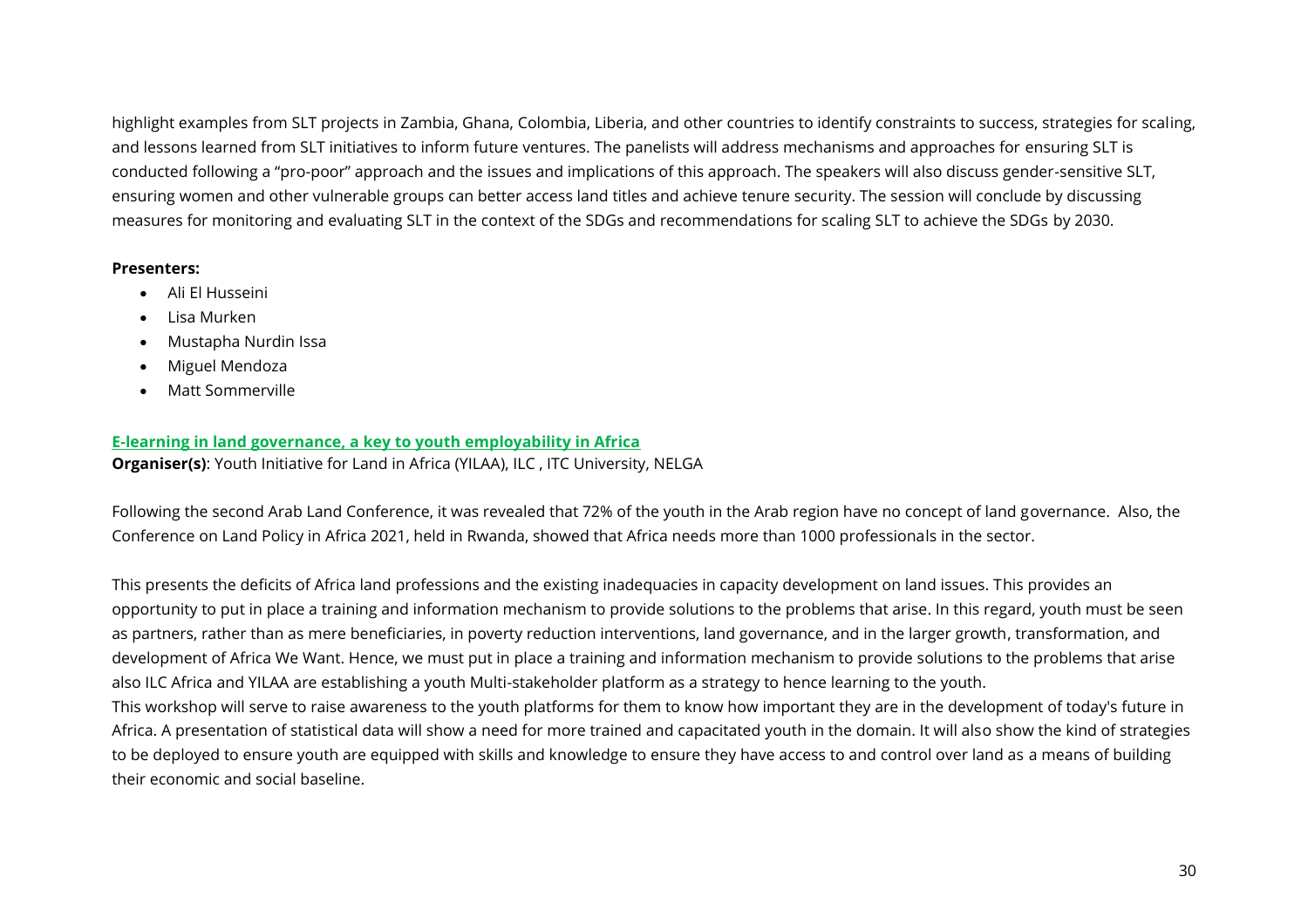highlight examples from SLT projects in Zambia, Ghana, Colombia, Liberia, and other countries to identify constraints to success, strategies for scaling, and lessons learned from SLT initiatives to inform future ventures. The panelists will address mechanisms and approaches for ensuring SLT is conducted following a "pro-poor" approach and the issues and implications of this approach. The speakers will also discuss gender-sensitive SLT, ensuring women and other vulnerable groups can better access land titles and achieve tenure security. The session will conclude by discussing measures for monitoring and evaluating SLT in the context of the SDGs and recommendations for scaling SLT to achieve the SDGs by 2030.

**Presenters:**

- Ali El Husseini
- Lisa Murken
- Mustapha Nurdin Issa
- Miguel Mendoza
- Matt Sommerville

### E-learning in land governance, a key to youth employability in Africa

**Organiser(s)**: Youth Initiative for Land in Africa (YILAA), ILC , ITC University, NELGA

Following the second Arab Land Conference, it was revealed that 72% of the youth in the Arab region have no concept of land governance. Also, the Conference on Land Policy in Africa 2021, held in Rwanda, showed that Africa needs more than 1000 professionals in the sector.

This presents the deficits of Africa land professions and the existing inadequacies in capacity development on land issues. This provides an opportunity to put in place a training and information mechanism to provide solutions to the problems that arise. In this regard, youth must be seen as partners, rather than as mere beneficiaries, in poverty reduction interventions, land governance, and in the larger growth, transformation, and development of Africa We Want. Hence, we must put in place a training and information mechanism to provide solutions to the problems that arise also ILC Africa and YILAA are establishing a youth Multi-stakeholder platform as a strategy to hence learning to the youth.
This workshop will serve to raise awareness to the youth platforms for them to know how important they are in the development of today's future in Africa. A presentation of statistical data will show a need for more trained and capacitated youth in the domain. It will also show the kind of strategies to be deployed to ensure youth are equipped with skills and knowledge to ensure they have access to and control over land as a means of building their economic and social baseline.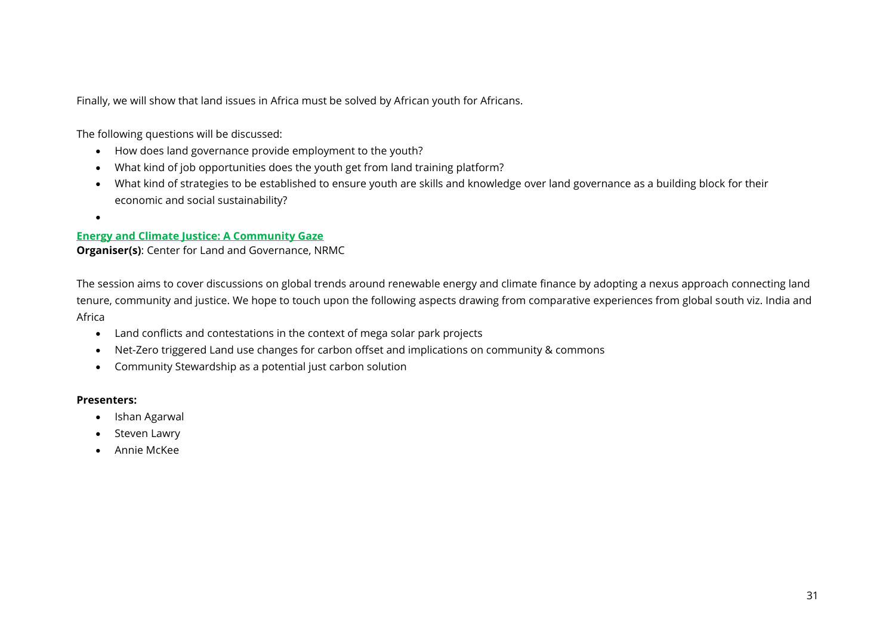Finally, we will show that land issues in Africa must be solved by African youth for Africans.

The following questions will be discussed:

- How does land governance provide employment to the youth?
- What kind of job opportunities does the youth get from land training platform?
- What kind of strategies to be established to ensure youth are skills and knowledge over land governance as a building block for their economic and social sustainability?

### Energy and Climate Justice: A Community Gaze

**Organiser(s)**: Center for Land and Governance, NRMC

The session aims to cover discussions on global trends around renewable energy and climate finance by adopting a nexus approach connecting land tenure, community and justice. We hope to touch upon the following aspects drawing from comparative experiences from global south viz. India and Africa

- Land conflicts and contestations in the context of mega solar park projects
- Net-Zero triggered Land use changes for carbon offset and implications on community & commons
- Community Stewardship as a potential just carbon solution

**Presenters:**

- Ishan Agarwal
- Steven Lawry
- Annie McKee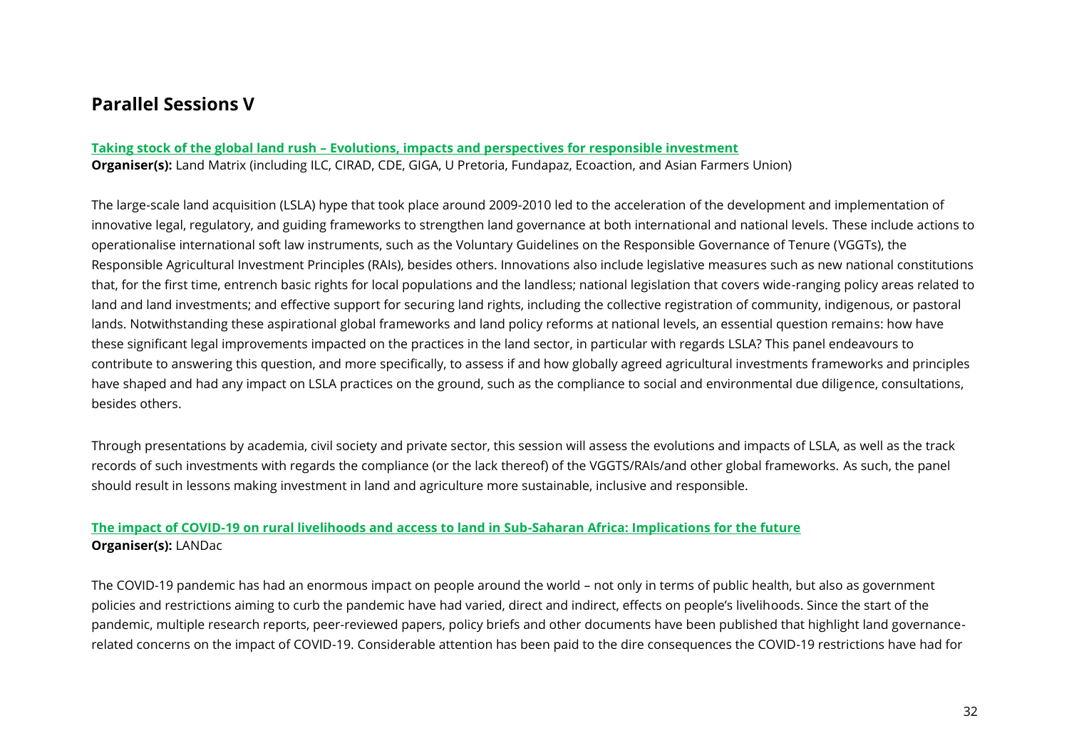## Parallel Sessions V

**Taking stock of the global land rush – Evolutions, impacts and perspectives for responsible investment**

**Organiser(s):** Land Matrix (including ILC, CIRAD, CDE, GIGA, U Pretoria, Fundapaz, Ecoaction, and Asian Farmers Union)

The large-scale land acquisition (LSLA) hype that took place around 2009-2010 led to the acceleration of the development and implementation of innovative legal, regulatory, and guiding frameworks to strengthen land governance at both international and national levels. These include actions to operationalise international soft law instruments, such as the Voluntary Guidelines on the Responsible Governance of Tenure (VGGTs), the Responsible Agricultural Investment Principles (RAIs), besides others. Innovations also include legislative measures such as new national constitutions that, for the first time, entrench basic rights for local populations and the landless; national legislation that covers wide-ranging policy areas related to land and land investments; and effective support for securing land rights, including the collective registration of community, indigenous, or pastoral lands. Notwithstanding these aspirational global frameworks and land policy reforms at national levels, an essential question remains: how have these significant legal improvements impacted on the practices in the land sector, in particular with regards LSLA? This panel endeavours to contribute to answering this question, and more specifically, to assess if and how globally agreed agricultural investments frameworks and principles have shaped and had any impact on LSLA practices on the ground, such as the compliance to social and environmental due diligence, consultations, besides others.

Through presentations by academia, civil society and private sector, this session will assess the evolutions and impacts of LSLA, as well as the track records of such investments with regards the compliance (or the lack thereof) of the VGGTS/RAIs/and other global frameworks. As such, the panel should result in lessons making investment in land and agriculture more sustainable, inclusive and responsible.

**The impact of COVID-19 on rural livelihoods and access to land in Sub-Saharan Africa: Implications for the future**

**Organiser(s):** LANDac

The COVID-19 pandemic has had an enormous impact on people around the world – not only in terms of public health, but also as government policies and restrictions aiming to curb the pandemic have had varied, direct and indirect, effects on people's livelihoods. Since the start of the pandemic, multiple research reports, peer-reviewed papers, policy briefs and other documents have been published that highlight land governance-related concerns on the impact of COVID-19. Considerable attention has been paid to the dire consequences the COVID-19 restrictions have had for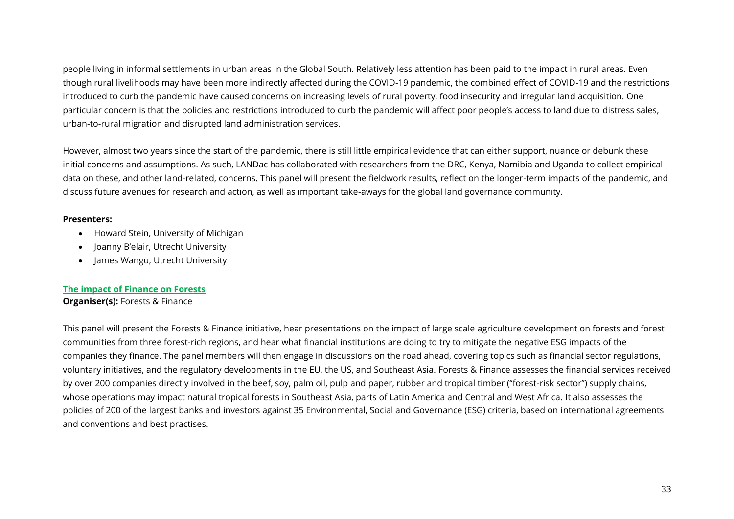people living in informal settlements in urban areas in the Global South. Relatively less attention has been paid to the impact in rural areas. Even though rural livelihoods may have been more indirectly affected during the COVID-19 pandemic, the combined effect of COVID-19 and the restrictions introduced to curb the pandemic have caused concerns on increasing levels of rural poverty, food insecurity and irregular land acquisition. One particular concern is that the policies and restrictions introduced to curb the pandemic will affect poor people's access to land due to distress sales, urban-to-rural migration and disrupted land administration services.

However, almost two years since the start of the pandemic, there is still little empirical evidence that can either support, nuance or debunk these initial concerns and assumptions. As such, LANDac has collaborated with researchers from the DRC, Kenya, Namibia and Uganda to collect empirical data on these, and other land-related, concerns. This panel will present the fieldwork results, reflect on the longer-term impacts of the pandemic, and discuss future avenues for research and action, as well as important take-aways for the global land governance community.

**Presenters:**

- Howard Stein, University of Michigan
- Joanny B'elair, Utrecht University
- James Wangu, Utrecht University

**The impact of Finance on Forests**

**Organiser(s):** Forests & Finance

This panel will present the Forests & Finance initiative, hear presentations on the impact of large scale agriculture development on forests and forest communities from three forest-rich regions, and hear what financial institutions are doing to try to mitigate the negative ESG impacts of the companies they finance. The panel members will then engage in discussions on the road ahead, covering topics such as financial sector regulations, voluntary initiatives, and the regulatory developments in the EU, the US, and Southeast Asia. Forests & Finance assesses the financial services received by over 200 companies directly involved in the beef, soy, palm oil, pulp and paper, rubber and tropical timber ("forest-risk sector") supply chains, whose operations may impact natural tropical forests in Southeast Asia, parts of Latin America and Central and West Africa. It also assesses the policies of 200 of the largest banks and investors against 35 Environmental, Social and Governance (ESG) criteria, based on international agreements and conventions and best practises.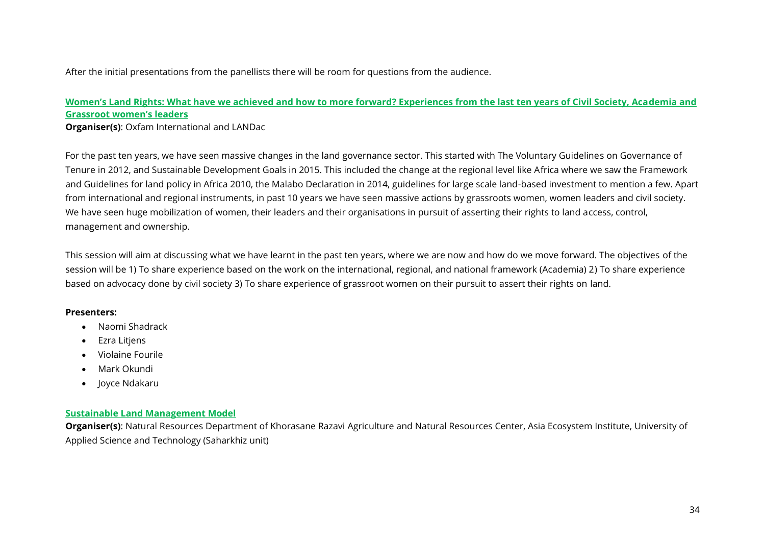After the initial presentations from the panellists there will be room for questions from the audience.

### Women's Land Rights: What have we achieved and how to more forward? Experiences from the last ten years of Civil Society, Academia and Grassroot women's leaders

**Organiser(s)**: Oxfam International and LANDac

For the past ten years, we have seen massive changes in the land governance sector. This started with The Voluntary Guidelines on Governance of Tenure in 2012, and Sustainable Development Goals in 2015. This included the change at the regional level like Africa where we saw the Framework and Guidelines for land policy in Africa 2010, the Malabo Declaration in 2014, guidelines for large scale land-based investment to mention a few. Apart from international and regional instruments, in past 10 years we have seen massive actions by grassroots women, women leaders and civil society. We have seen huge mobilization of women, their leaders and their organisations in pursuit of asserting their rights to land access, control, management and ownership.

This session will aim at discussing what we have learnt in the past ten years, where we are now and how do we move forward. The objectives of the session will be 1) To share experience based on the work on the international, regional, and national framework (Academia) 2) To share experience based on advocacy done by civil society 3) To share experience of grassroot women on their pursuit to assert their rights on land.

**Presenters:**

- Naomi Shadrack
- Ezra Litjens
- Violaine Fourile
- Mark Okundi
- Joyce Ndakaru

### Sustainable Land Management Model

**Organiser(s)**: Natural Resources Department of Khorasane Razavi Agriculture and Natural Resources Center, Asia Ecosystem Institute, University of Applied Science and Technology (Saharkhiz unit)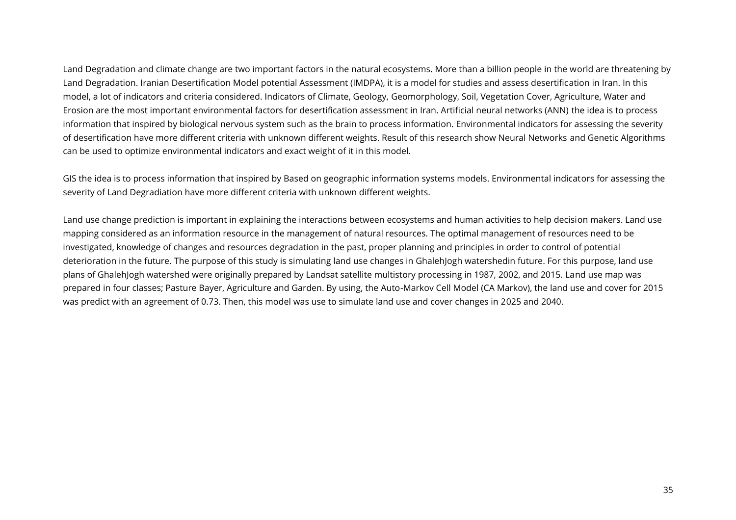Land Degradation and climate change are two important factors in the natural ecosystems. More than a billion people in the world are threatening by Land Degradation. Iranian Desertification Model potential Assessment (IMDPA), it is a model for studies and assess desertification in Iran. In this model, a lot of indicators and criteria considered. Indicators of Climate, Geology, Geomorphology, Soil, Vegetation Cover, Agriculture, Water and Erosion are the most important environmental factors for desertification assessment in Iran. Artificial neural networks (ANN) the idea is to process information that inspired by biological nervous system such as the brain to process information. Environmental indicators for assessing the severity of desertification have more different criteria with unknown different weights. Result of this research show Neural Networks and Genetic Algorithms can be used to optimize environmental indicators and exact weight of it in this model.

GIS the idea is to process information that inspired by Based on geographic information systems models. Environmental indicators for assessing the severity of Land Degradiation have more different criteria with unknown different weights.

Land use change prediction is important in explaining the interactions between ecosystems and human activities to help decision makers. Land use mapping considered as an information resource in the management of natural resources. The optimal management of resources need to be investigated, knowledge of changes and resources degradation in the past, proper planning and principles in order to control of potential deterioration in the future. The purpose of this study is simulating land use changes in GhalehJogh watershedin future. For this purpose, land use plans of GhalehJogh watershed were originally prepared by Landsat satellite multistory processing in 1987, 2002, and 2015. Land use map was prepared in four classes; Pasture Bayer, Agriculture and Garden. By using, the Auto-Markov Cell Model (CA Markov), the land use and cover for 2015 was predict with an agreement of 0.73. Then, this model was use to simulate land use and cover changes in 2025 and 2040.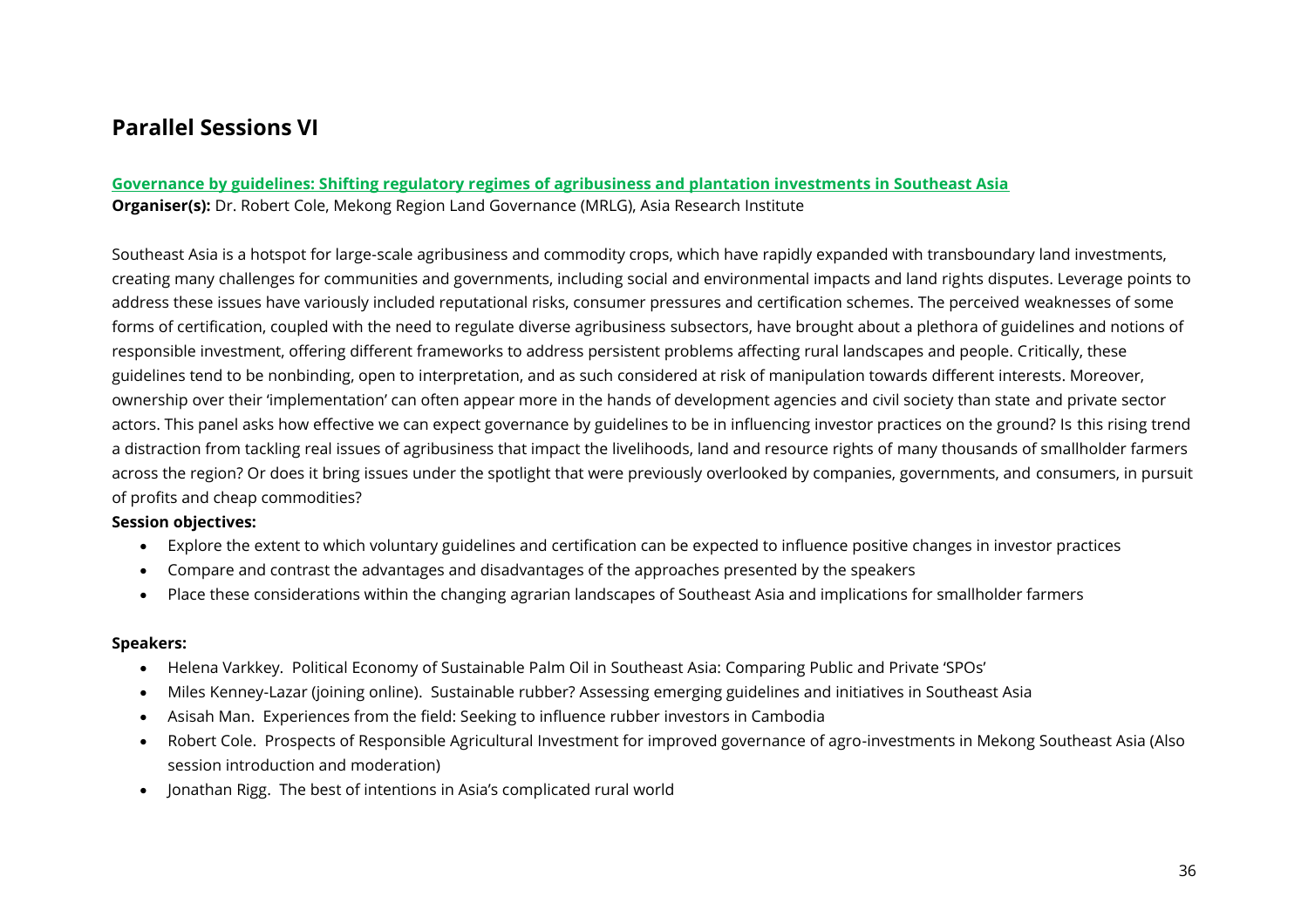## Parallel Sessions VI

**Governance by guidelines: Shifting regulatory regimes of agribusiness and plantation investments in Southeast Asia**

**Organiser(s):** Dr. Robert Cole, Mekong Region Land Governance (MRLG), Asia Research Institute

Southeast Asia is a hotspot for large-scale agribusiness and commodity crops, which have rapidly expanded with transboundary land investments, creating many challenges for communities and governments, including social and environmental impacts and land rights disputes. Leverage points to address these issues have variously included reputational risks, consumer pressures and certification schemes. The perceived weaknesses of some forms of certification, coupled with the need to regulate diverse agribusiness subsectors, have brought about a plethora of guidelines and notions of responsible investment, offering different frameworks to address persistent problems affecting rural landscapes and people. Critically, these guidelines tend to be nonbinding, open to interpretation, and as such considered at risk of manipulation towards different interests. Moreover, ownership over their 'implementation' can often appear more in the hands of development agencies and civil society than state and private sector actors. This panel asks how effective we can expect governance by guidelines to be in influencing investor practices on the ground? Is this rising trend a distraction from tackling real issues of agribusiness that impact the livelihoods, land and resource rights of many thousands of smallholder farmers across the region? Or does it bring issues under the spotlight that were previously overlooked by companies, governments, and consumers, in pursuit of profits and cheap commodities?

**Session objectives:**

- Explore the extent to which voluntary guidelines and certification can be expected to influence positive changes in investor practices
- Compare and contrast the advantages and disadvantages of the approaches presented by the speakers
- Place these considerations within the changing agrarian landscapes of Southeast Asia and implications for smallholder farmers

**Speakers:**

- Helena Varkkey. Political Economy of Sustainable Palm Oil in Southeast Asia: Comparing Public and Private 'SPOs'
- Miles Kenney-Lazar (joining online). Sustainable rubber? Assessing emerging guidelines and initiatives in Southeast Asia
- Asisah Man. Experiences from the field: Seeking to influence rubber investors in Cambodia
- Robert Cole. Prospects of Responsible Agricultural Investment for improved governance of agro-investments in Mekong Southeast Asia (Also session introduction and moderation)
- Jonathan Rigg. The best of intentions in Asia's complicated rural world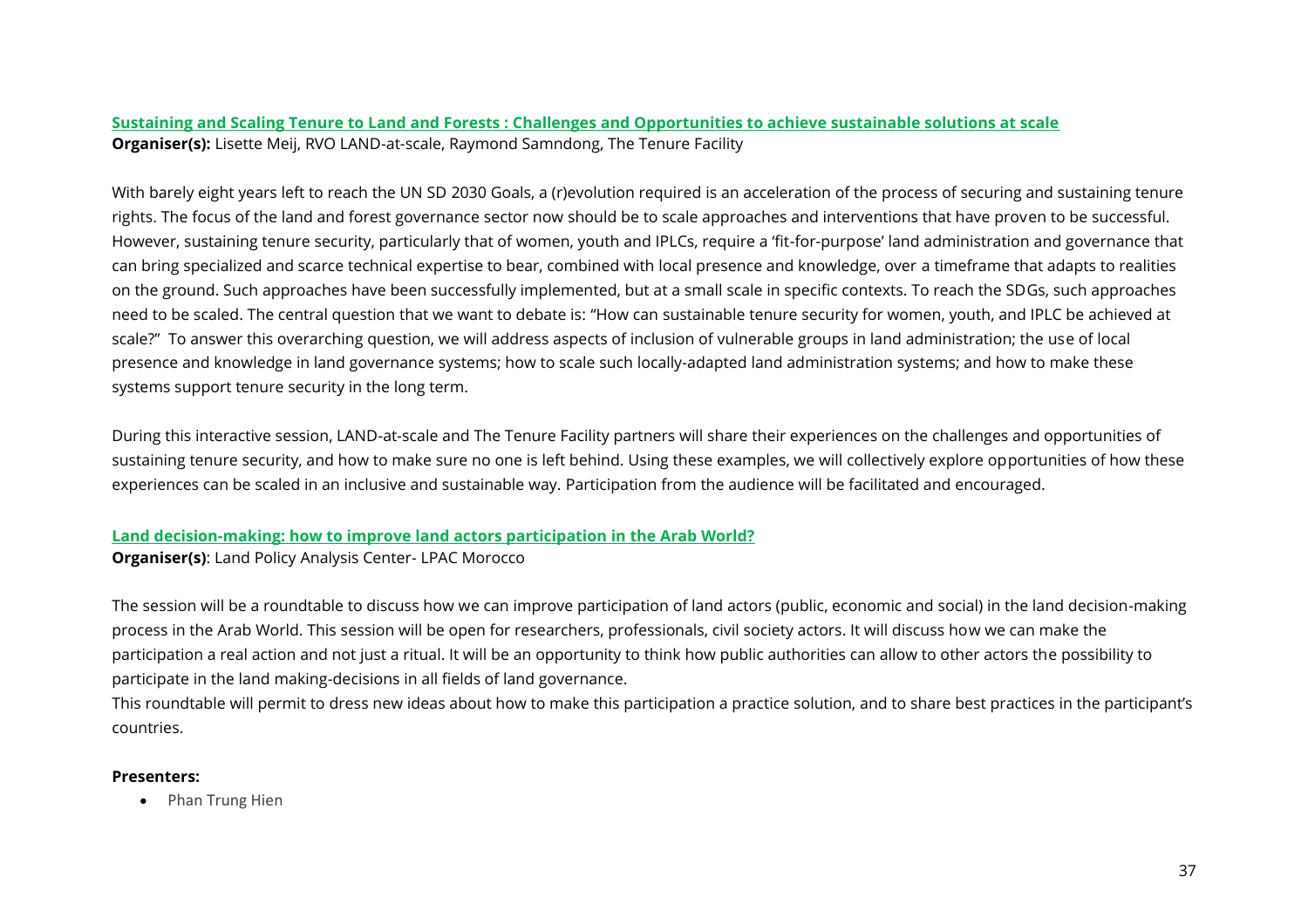### Sustaining and Scaling Tenure to Land and Forests : Challenges and Opportunities to achieve sustainable solutions at scale

**Organiser(s):** Lisette Meij, RVO LAND-at-scale, Raymond Samndong, The Tenure Facility

With barely eight years left to reach the UN SD 2030 Goals, a (r)evolution required is an acceleration of the process of securing and sustaining tenure rights. The focus of the land and forest governance sector now should be to scale approaches and interventions that have proven to be successful. However, sustaining tenure security, particularly that of women, youth and IPLCs, require a 'fit-for-purpose' land administration and governance that can bring specialized and scarce technical expertise to bear, combined with local presence and knowledge, over a timeframe that adapts to realities on the ground. Such approaches have been successfully implemented, but at a small scale in specific contexts. To reach the SDGs, such approaches need to be scaled. The central question that we want to debate is: "How can sustainable tenure security for women, youth, and IPLC be achieved at scale?" To answer this overarching question, we will address aspects of inclusion of vulnerable groups in land administration; the use of local presence and knowledge in land governance systems; how to scale such locally-adapted land administration systems; and how to make these systems support tenure security in the long term.

During this interactive session, LAND-at-scale and The Tenure Facility partners will share their experiences on the challenges and opportunities of sustaining tenure security, and how to make sure no one is left behind. Using these examples, we will collectively explore opportunities of how these experiences can be scaled in an inclusive and sustainable way. Participation from the audience will be facilitated and encouraged.

### Land decision-making: how to improve land actors participation in the Arab World?

**Organiser(s)**: Land Policy Analysis Center- LPAC Morocco

The session will be a roundtable to discuss how we can improve participation of land actors (public, economic and social) in the land decision-making process in the Arab World. This session will be open for researchers, professionals, civil society actors. It will discuss how we can make the participation a real action and not just a ritual. It will be an opportunity to think how public authorities can allow to other actors the possibility to participate in the land making-decisions in all fields of land governance.
This roundtable will permit to dress new ideas about how to make this participation a practice solution, and to share best practices in the participant's countries.

**Presenters:**

- Phan Trung Hien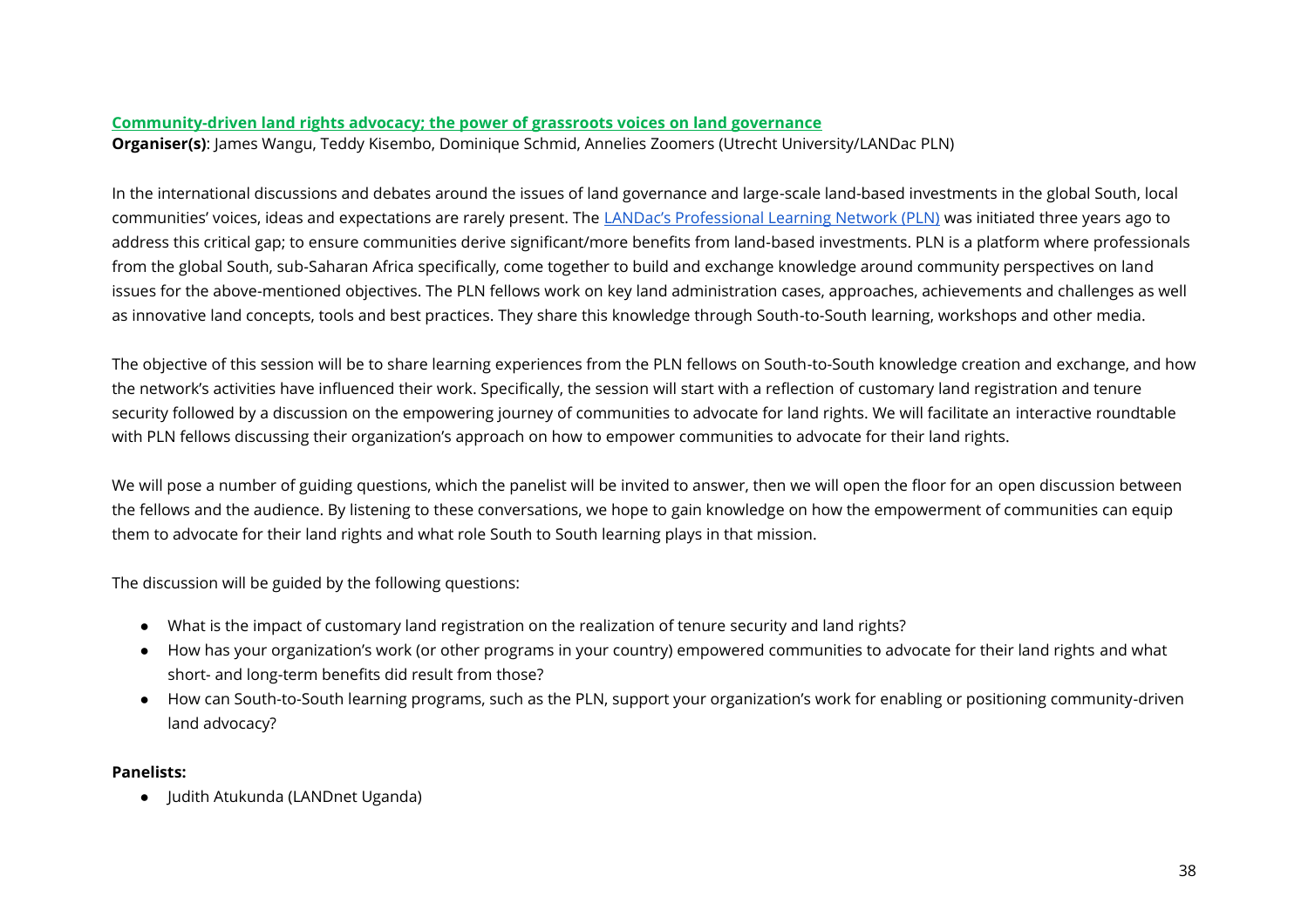### Community-driven land rights advocacy; the power of grassroots voices on land governance

**Organiser(s)**: James Wangu, Teddy Kisembo, Dominique Schmid, Annelies Zoomers (Utrecht University/LANDac PLN)

In the international discussions and debates around the issues of land governance and large-scale land-based investments in the global South, local communities' voices, ideas and expectations are rarely present. The LANDac's Professional Learning Network (PLN) was initiated three years ago to address this critical gap; to ensure communities derive significant/more benefits from land-based investments. PLN is a platform where professionals from the global South, sub-Saharan Africa specifically, come together to build and exchange knowledge around community perspectives on land issues for the above-mentioned objectives. The PLN fellows work on key land administration cases, approaches, achievements and challenges as well as innovative land concepts, tools and best practices. They share this knowledge through South-to-South learning, workshops and other media.

The objective of this session will be to share learning experiences from the PLN fellows on South-to-South knowledge creation and exchange, and how the network's activities have influenced their work. Specifically, the session will start with a reflection of customary land registration and tenure security followed by a discussion on the empowering journey of communities to advocate for land rights. We will facilitate an interactive roundtable with PLN fellows discussing their organization's approach on how to empower communities to advocate for their land rights.

We will pose a number of guiding questions, which the panelist will be invited to answer, then we will open the floor for an open discussion between the fellows and the audience. By listening to these conversations, we hope to gain knowledge on how the empowerment of communities can equip them to advocate for their land rights and what role South to South learning plays in that mission.

The discussion will be guided by the following questions:

- What is the impact of customary land registration on the realization of tenure security and land rights?
- How has your organization's work (or other programs in your country) empowered communities to advocate for their land rights and what short- and long-term benefits did result from those?
- How can South-to-South learning programs, such as the PLN, support your organization's work for enabling or positioning community-driven land advocacy?

**Panelists:**

- Judith Atukunda (LANDnet Uganda)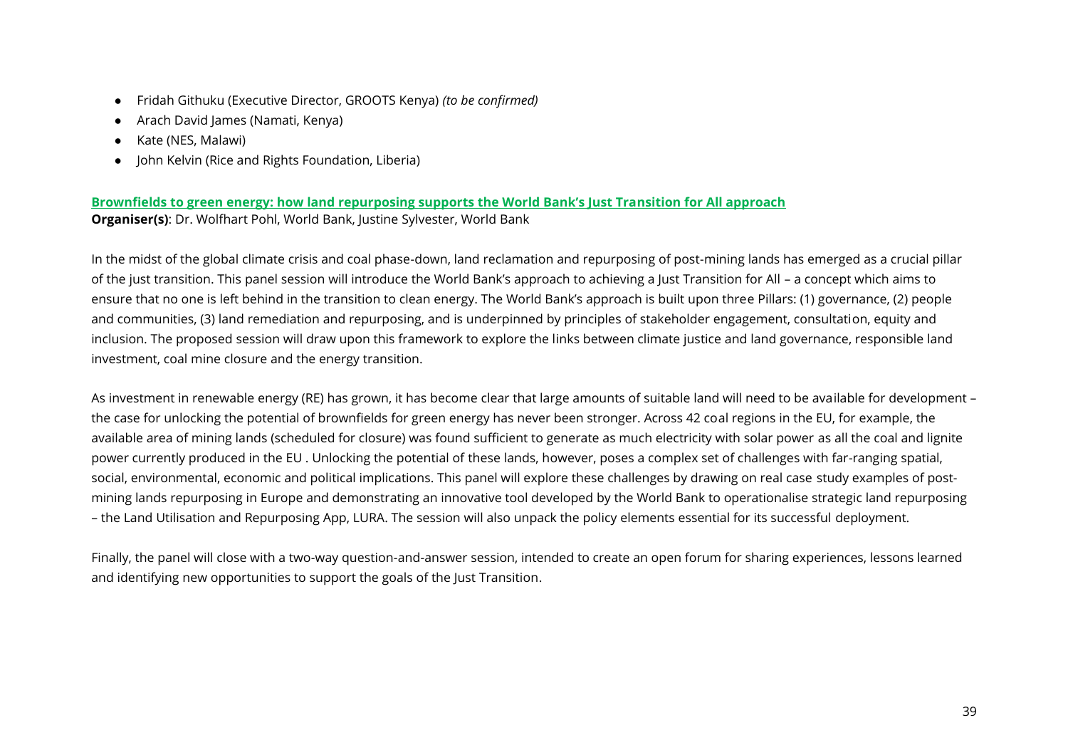- Fridah Githuku (Executive Director, GROOTS Kenya) *(to be confirmed)*
- Arach David James (Namati, Kenya)
- Kate (NES, Malawi)
- John Kelvin (Rice and Rights Foundation, Liberia)

### Brownfields to green energy: how land repurposing supports the World Bank's Just Transition for All approach

**Organiser(s)**: Dr. Wolfhart Pohl, World Bank, Justine Sylvester, World Bank

In the midst of the global climate crisis and coal phase-down, land reclamation and repurposing of post-mining lands has emerged as a crucial pillar of the just transition. This panel session will introduce the World Bank's approach to achieving a Just Transition for All – a concept which aims to ensure that no one is left behind in the transition to clean energy. The World Bank's approach is built upon three Pillars: (1) governance, (2) people and communities, (3) land remediation and repurposing, and is underpinned by principles of stakeholder engagement, consultation, equity and inclusion. The proposed session will draw upon this framework to explore the links between climate justice and land governance, responsible land investment, coal mine closure and the energy transition.

As investment in renewable energy (RE) has grown, it has become clear that large amounts of suitable land will need to be available for development – the case for unlocking the potential of brownfields for green energy has never been stronger. Across 42 coal regions in the EU, for example, the available area of mining lands (scheduled for closure) was found sufficient to generate as much electricity with solar power as all the coal and lignite power currently produced in the EU . Unlocking the potential of these lands, however, poses a complex set of challenges with far-ranging spatial, social, environmental, economic and political implications. This panel will explore these challenges by drawing on real case study examples of post-mining lands repurposing in Europe and demonstrating an innovative tool developed by the World Bank to operationalise strategic land repurposing – the Land Utilisation and Repurposing App, LURA. The session will also unpack the policy elements essential for its successful deployment.

Finally, the panel will close with a two-way question-and-answer session, intended to create an open forum for sharing experiences, lessons learned and identifying new opportunities to support the goals of the Just Transition.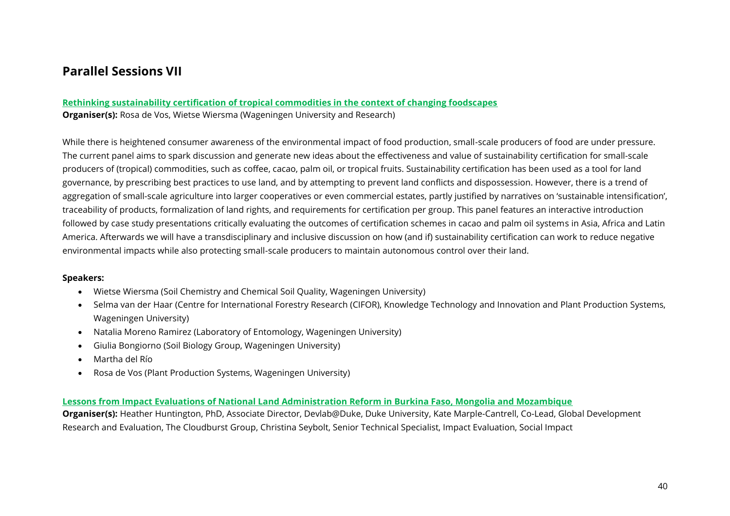## Parallel Sessions VII

### Rethinking sustainability certification of tropical commodities in the context of changing foodscapes

**Organiser(s):** Rosa de Vos, Wietse Wiersma (Wageningen University and Research)

While there is heightened consumer awareness of the environmental impact of food production, small-scale producers of food are under pressure. The current panel aims to spark discussion and generate new ideas about the effectiveness and value of sustainability certification for small-scale producers of (tropical) commodities, such as coffee, cacao, palm oil, or tropical fruits. Sustainability certification has been used as a tool for land governance, by prescribing best practices to use land, and by attempting to prevent land conflicts and dispossession. However, there is a trend of aggregation of small-scale agriculture into larger cooperatives or even commercial estates, partly justified by narratives on 'sustainable intensification', traceability of products, formalization of land rights, and requirements for certification per group. This panel features an interactive introduction followed by case study presentations critically evaluating the outcomes of certification schemes in cacao and palm oil systems in Asia, Africa and Latin America. Afterwards we will have a transdisciplinary and inclusive discussion on how (and if) sustainability certification can work to reduce negative environmental impacts while also protecting small-scale producers to maintain autonomous control over their land.

**Speakers:**

- Wietse Wiersma (Soil Chemistry and Chemical Soil Quality, Wageningen University)
- Selma van der Haar (Centre for International Forestry Research (CIFOR), Knowledge Technology and Innovation and Plant Production Systems, Wageningen University)
- Natalia Moreno Ramirez (Laboratory of Entomology, Wageningen University)
- Giulia Bongiorno (Soil Biology Group, Wageningen University)
- Martha del Río
- Rosa de Vos (Plant Production Systems, Wageningen University)

### Lessons from Impact Evaluations of National Land Administration Reform in Burkina Faso, Mongolia and Mozambique

**Organiser(s):** Heather Huntington, PhD, Associate Director, Devlab@Duke, Duke University, Kate Marple-Cantrell, Co-Lead, Global Development Research and Evaluation, The Cloudburst Group, Christina Seybolt, Senior Technical Specialist, Impact Evaluation, Social Impact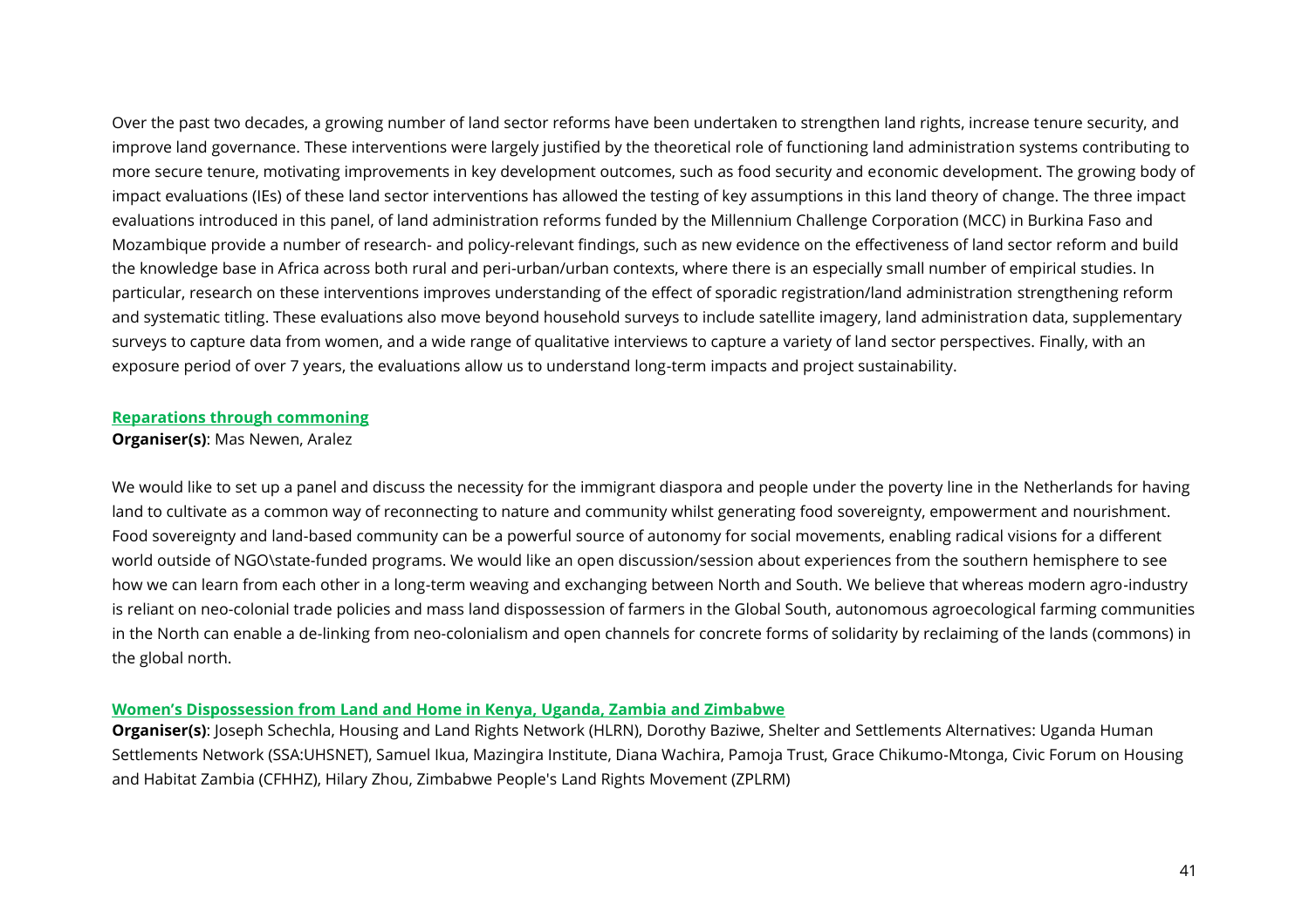Over the past two decades, a growing number of land sector reforms have been undertaken to strengthen land rights, increase tenure security, and improve land governance. These interventions were largely justified by the theoretical role of functioning land administration systems contributing to more secure tenure, motivating improvements in key development outcomes, such as food security and economic development. The growing body of impact evaluations (IEs) of these land sector interventions has allowed the testing of key assumptions in this land theory of change. The three impact evaluations introduced in this panel, of land administration reforms funded by the Millennium Challenge Corporation (MCC) in Burkina Faso and Mozambique provide a number of research- and policy-relevant findings, such as new evidence on the effectiveness of land sector reform and build the knowledge base in Africa across both rural and peri-urban/urban contexts, where there is an especially small number of empirical studies. In particular, research on these interventions improves understanding of the effect of sporadic registration/land administration strengthening reform and systematic titling. These evaluations also move beyond household surveys to include satellite imagery, land administration data, supplementary surveys to capture data from women, and a wide range of qualitative interviews to capture a variety of land sector perspectives. Finally, with an exposure period of over 7 years, the evaluations allow us to understand long-term impacts and project sustainability.

### Reparations through commoning

**Organiser(s)**: Mas Newen, Aralez

We would like to set up a panel and discuss the necessity for the immigrant diaspora and people under the poverty line in the Netherlands for having land to cultivate as a common way of reconnecting to nature and community whilst generating food sovereignty, empowerment and nourishment. Food sovereignty and land-based community can be a powerful source of autonomy for social movements, enabling radical visions for a different world outside of NGO\state-funded programs. We would like an open discussion/session about experiences from the southern hemisphere to see how we can learn from each other in a long-term weaving and exchanging between North and South. We believe that whereas modern agro-industry is reliant on neo-colonial trade policies and mass land dispossession of farmers in the Global South, autonomous agroecological farming communities in the North can enable a de-linking from neo-colonialism and open channels for concrete forms of solidarity by reclaiming of the lands (commons) in the global north.

### Women's Dispossession from Land and Home in Kenya, Uganda, Zambia and Zimbabwe

**Organiser(s)**: Joseph Schechla, Housing and Land Rights Network (HLRN), Dorothy Baziwe, Shelter and Settlements Alternatives: Uganda Human Settlements Network (SSA:UHSNET), Samuel Ikua, Mazingira Institute, Diana Wachira, Pamoja Trust, Grace Chikumo-Mtonga, Civic Forum on Housing and Habitat Zambia (CFHHZ), Hilary Zhou, Zimbabwe People's Land Rights Movement (ZPLRM)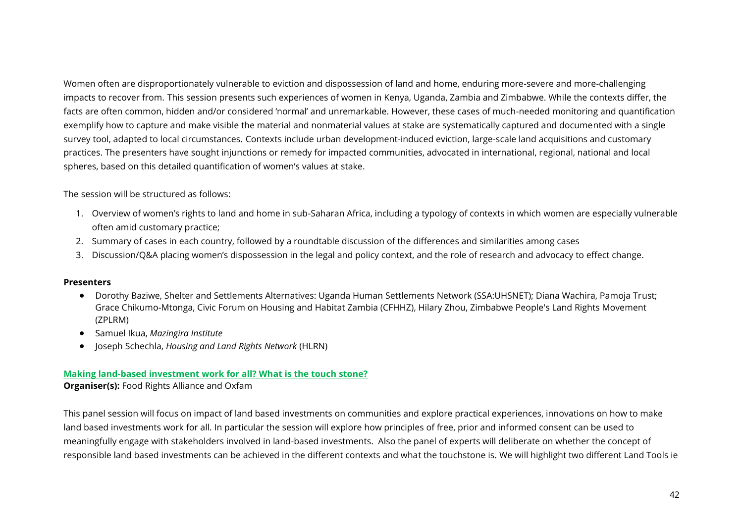Women often are disproportionately vulnerable to eviction and dispossession of land and home, enduring more-severe and more-challenging impacts to recover from. This session presents such experiences of women in Kenya, Uganda, Zambia and Zimbabwe. While the contexts differ, the facts are often common, hidden and/or considered 'normal' and unremarkable. However, these cases of much-needed monitoring and quantification exemplify how to capture and make visible the material and nonmaterial values at stake are systematically captured and documented with a single survey tool, adapted to local circumstances. Contexts include urban development-induced eviction, large-scale land acquisitions and customary practices. The presenters have sought injunctions or remedy for impacted communities, advocated in international, regional, national and local spheres, based on this detailed quantification of women's values at stake.

The session will be structured as follows:

1. Overview of women's rights to land and home in sub-Saharan Africa, including a typology of contexts in which women are especially vulnerable often amid customary practice;
2. Summary of cases in each country, followed by a roundtable discussion of the differences and similarities among cases
3. Discussion/Q&A placing women's dispossession in the legal and policy context, and the role of research and advocacy to effect change.

**Presenters**

- Dorothy Baziwe, Shelter and Settlements Alternatives: Uganda Human Settlements Network (SSA:UHSNET); Diana Wachira, Pamoja Trust; Grace Chikumo-Mtonga, Civic Forum on Housing and Habitat Zambia (CFHHZ), Hilary Zhou, Zimbabwe People's Land Rights Movement (ZPLRM)
- Samuel Ikua, *Mazingira Institute*
- Joseph Schechla, *Housing and Land Rights Network* (HLRN)

**Making land-based investment work for all? What is the touch stone?**

**Organiser(s):** Food Rights Alliance and Oxfam

This panel session will focus on impact of land based investments on communities and explore practical experiences, innovations on how to make land based investments work for all. In particular the session will explore how principles of free, prior and informed consent can be used to meaningfully engage with stakeholders involved in land-based investments. Also the panel of experts will deliberate on whether the concept of responsible land based investments can be achieved in the different contexts and what the touchstone is. We will highlight two different Land Tools ie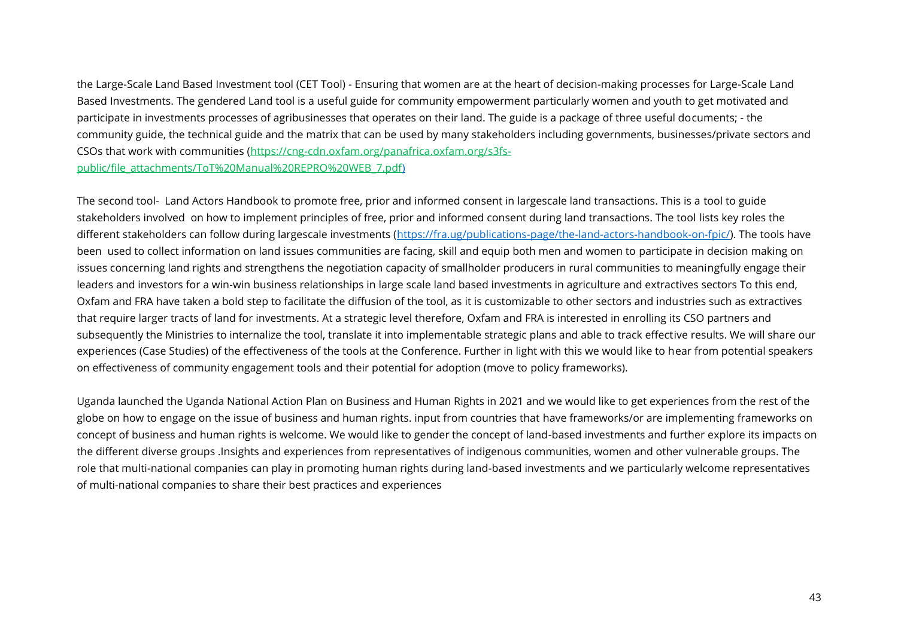the Large-Scale Land Based Investment tool (CET Tool) - Ensuring that women are at the heart of decision-making processes for Large-Scale Land Based Investments. The gendered Land tool is a useful guide for community empowerment particularly women and youth to get motivated and participate in investments processes of agribusinesses that operates on their land. The guide is a package of three useful documents; - the community guide, the technical guide and the matrix that can be used by many stakeholders including governments, businesses/private sectors and CSOs that work with communities (https://cng-cdn.oxfam.org/panafrica.oxfam.org/s3fs-public/file_attachments/ToT%20Manual%20REPRO%20WEB_7.pdf)

The second tool- Land Actors Handbook to promote free, prior and informed consent in largescale land transactions. This is a tool to guide stakeholders involved on how to implement principles of free, prior and informed consent during land transactions. The tool lists key roles the different stakeholders can follow during largescale investments (https://fra.ug/publications-page/the-land-actors-handbook-on-fpic/). The tools have been used to collect information on land issues communities are facing, skill and equip both men and women to participate in decision making on issues concerning land rights and strengthens the negotiation capacity of smallholder producers in rural communities to meaningfully engage their leaders and investors for a win-win business relationships in large scale land based investments in agriculture and extractives sectors To this end, Oxfam and FRA have taken a bold step to facilitate the diffusion of the tool, as it is customizable to other sectors and industries such as extractives that require larger tracts of land for investments. At a strategic level therefore, Oxfam and FRA is interested in enrolling its CSO partners and subsequently the Ministries to internalize the tool, translate it into implementable strategic plans and able to track effective results. We will share our experiences (Case Studies) of the effectiveness of the tools at the Conference. Further in light with this we would like to hear from potential speakers on effectiveness of community engagement tools and their potential for adoption (move to policy frameworks).

Uganda launched the Uganda National Action Plan on Business and Human Rights in 2021 and we would like to get experiences from the rest of the globe on how to engage on the issue of business and human rights. input from countries that have frameworks/or are implementing frameworks on concept of business and human rights is welcome. We would like to gender the concept of land-based investments and further explore its impacts on the different diverse groups .Insights and experiences from representatives of indigenous communities, women and other vulnerable groups. The role that multi-national companies can play in promoting human rights during land-based investments and we particularly welcome representatives of multi-national companies to share their best practices and experiences